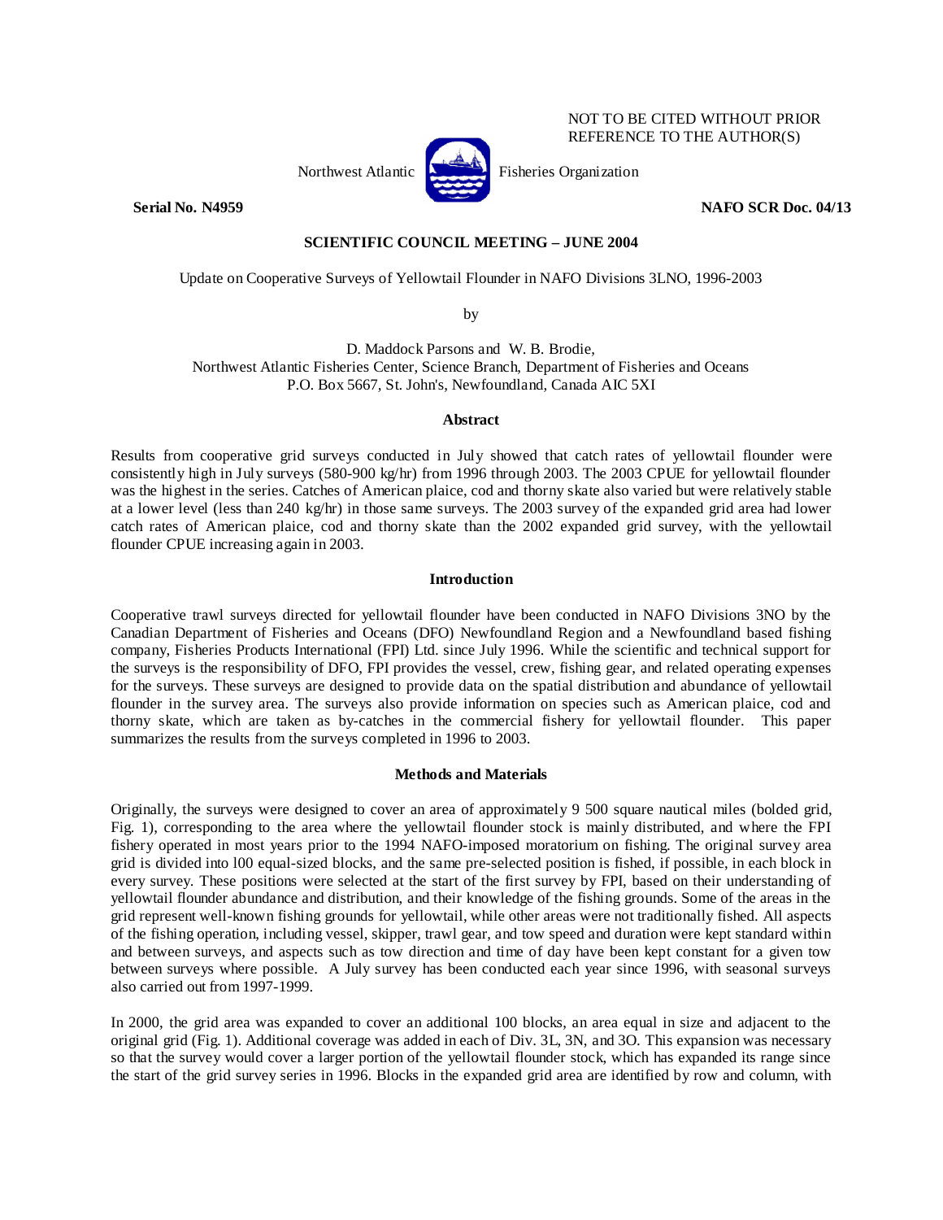NOT TO BE CITED WITHOUT PRIOR REFERENCE TO THE AUTHOR(S)

Northwest Atlantic Fisheries Organization

**Serial No. N4959** **NAFO SCR Doc. 04/13**

**SCIENTIFIC COUNCIL MEETING – JUNE 2004**

Update on Cooperative Surveys of Yellowtail Flounder in NAFO Divisions 3LNO, 1996-2003

by

D. Maddock Parsons and W. B. Brodie,
Northwest Atlantic Fisheries Center, Science Branch, Department of Fisheries and Oceans
P.O. Box 5667, St. John's, Newfoundland, Canada AIC 5XI

## Abstract

Results from cooperative grid surveys conducted in July showed that catch rates of yellowtail flounder were consistently high in July surveys (580-900 kg/hr) from 1996 through 2003. The 2003 CPUE for yellowtail flounder was the highest in the series. Catches of American plaice, cod and thorny skate also varied but were relatively stable at a lower level (less than 240 kg/hr) in those same surveys. The 2003 survey of the expanded grid area had lower catch rates of American plaice, cod and thorny skate than the 2002 expanded grid survey, with the yellowtail flounder CPUE increasing again in 2003.

## Introduction

Cooperative trawl surveys directed for yellowtail flounder have been conducted in NAFO Divisions 3NO by the Canadian Department of Fisheries and Oceans (DFO) Newfoundland Region and a Newfoundland based fishing company, Fisheries Products International (FPI) Ltd. since July 1996. While the scientific and technical support for the surveys is the responsibility of DFO, FPI provides the vessel, crew, fishing gear, and related operating expenses for the surveys. These surveys are designed to provide data on the spatial distribution and abundance of yellowtail flounder in the survey area. The surveys also provide information on species such as American plaice, cod and thorny skate, which are taken as by-catches in the commercial fishery for yellowtail flounder. This paper summarizes the results from the surveys completed in 1996 to 2003.

## Methods and Materials

Originally, the surveys were designed to cover an area of approximately 9 500 square nautical miles (bolded grid, Fig. 1), corresponding to the area where the yellowtail flounder stock is mainly distributed, and where the FPI fishery operated in most years prior to the 1994 NAFO-imposed moratorium on fishing. The original survey area grid is divided into l00 equal-sized blocks, and the same pre-selected position is fished, if possible, in each block in every survey. These positions were selected at the start of the first survey by FPI, based on their understanding of yellowtail flounder abundance and distribution, and their knowledge of the fishing grounds. Some of the areas in the grid represent well-known fishing grounds for yellowtail, while other areas were not traditionally fished. All aspects of the fishing operation, including vessel, skipper, trawl gear, and tow speed and duration were kept standard within and between surveys, and aspects such as tow direction and time of day have been kept constant for a given tow between surveys where possible. A July survey has been conducted each year since 1996, with seasonal surveys also carried out from 1997-1999.

In 2000, the grid area was expanded to cover an additional 100 blocks, an area equal in size and adjacent to the original grid (Fig. 1). Additional coverage was added in each of Div. 3L, 3N, and 3O. This expansion was necessary so that the survey would cover a larger portion of the yellowtail flounder stock, which has expanded its range since the start of the grid survey series in 1996. Blocks in the expanded grid area are identified by row and column, with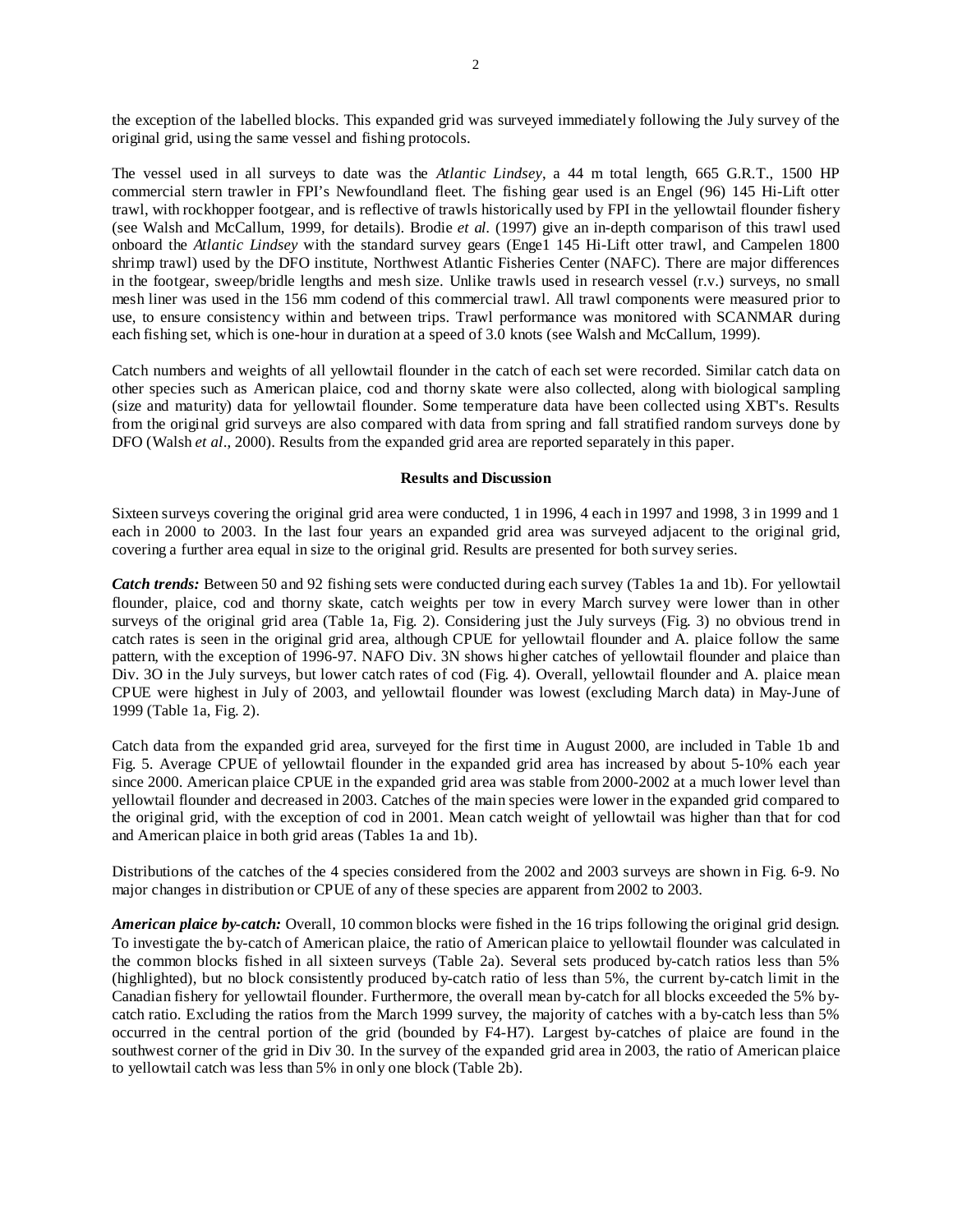the exception of the labelled blocks. This expanded grid was surveyed immediately following the July survey of the original grid, using the same vessel and fishing protocols.

The vessel used in all surveys to date was the *Atlantic Lindsey*, a 44 m total length, 665 G.R.T., 1500 HP commercial stern trawler in FPI's Newfoundland fleet. The fishing gear used is an Engel (96) 145 Hi-Lift otter trawl, with rockhopper footgear, and is reflective of trawls historically used by FPI in the yellowtail flounder fishery (see Walsh and McCallum, 1999, for details). Brodie *et al.* (1997) give an in-depth comparison of this trawl used onboard the *Atlantic Lindsey* with the standard survey gears (Enge1 145 Hi-Lift otter trawl, and Campelen 1800 shrimp trawl) used by the DFO institute, Northwest Atlantic Fisheries Center (NAFC). There are major differences in the footgear, sweep/bridle lengths and mesh size. Unlike trawls used in research vessel (r.v.) surveys, no small mesh liner was used in the 156 mm codend of this commercial trawl. All trawl components were measured prior to use, to ensure consistency within and between trips. Trawl performance was monitored with SCANMAR during each fishing set, which is one-hour in duration at a speed of 3.0 knots (see Walsh and McCallum, 1999).

Catch numbers and weights of all yellowtail flounder in the catch of each set were recorded. Similar catch data on other species such as American plaice, cod and thorny skate were also collected, along with biological sampling (size and maturity) data for yellowtail flounder. Some temperature data have been collected using XBT's. Results from the original grid surveys are also compared with data from spring and fall stratified random surveys done by DFO (Walsh *et al*., 2000). Results from the expanded grid area are reported separately in this paper.

## Results and Discussion

Sixteen surveys covering the original grid area were conducted, 1 in 1996, 4 each in 1997 and 1998, 3 in 1999 and 1 each in 2000 to 2003. In the last four years an expanded grid area was surveyed adjacent to the original grid, covering a further area equal in size to the original grid. Results are presented for both survey series.

***Catch trends:*** Between 50 and 92 fishing sets were conducted during each survey (Tables 1a and 1b). For yellowtail flounder, plaice, cod and thorny skate, catch weights per tow in every March survey were lower than in other surveys of the original grid area (Table 1a, Fig. 2). Considering just the July surveys (Fig. 3) no obvious trend in catch rates is seen in the original grid area, although CPUE for yellowtail flounder and A. plaice follow the same pattern, with the exception of 1996-97. NAFO Div. 3N shows higher catches of yellowtail flounder and plaice than Div. 3O in the July surveys, but lower catch rates of cod (Fig. 4). Overall, yellowtail flounder and A. plaice mean CPUE were highest in July of 2003, and yellowtail flounder was lowest (excluding March data) in May-June of 1999 (Table 1a, Fig. 2).

Catch data from the expanded grid area, surveyed for the first time in August 2000, are included in Table 1b and Fig. 5. Average CPUE of yellowtail flounder in the expanded grid area has increased by about 5-10% each year since 2000. American plaice CPUE in the expanded grid area was stable from 2000-2002 at a much lower level than yellowtail flounder and decreased in 2003. Catches of the main species were lower in the expanded grid compared to the original grid, with the exception of cod in 2001. Mean catch weight of yellowtail was higher than that for cod and American plaice in both grid areas (Tables 1a and 1b).

Distributions of the catches of the 4 species considered from the 2002 and 2003 surveys are shown in Fig. 6-9. No major changes in distribution or CPUE of any of these species are apparent from 2002 to 2003.

***American plaice by-catch:*** Overall, 10 common blocks were fished in the 16 trips following the original grid design. To investigate the by-catch of American plaice, the ratio of American plaice to yellowtail flounder was calculated in the common blocks fished in all sixteen surveys (Table 2a). Several sets produced by-catch ratios less than 5% (highlighted), but no block consistently produced by-catch ratio of less than 5%, the current by-catch limit in the Canadian fishery for yellowtail flounder. Furthermore, the overall mean by-catch for all blocks exceeded the 5% by-catch ratio. Excluding the ratios from the March 1999 survey, the majority of catches with a by-catch less than 5% occurred in the central portion of the grid (bounded by F4-H7). Largest by-catches of plaice are found in the southwest corner of the grid in Div 30. In the survey of the expanded grid area in 2003, the ratio of American plaice to yellowtail catch was less than 5% in only one block (Table 2b).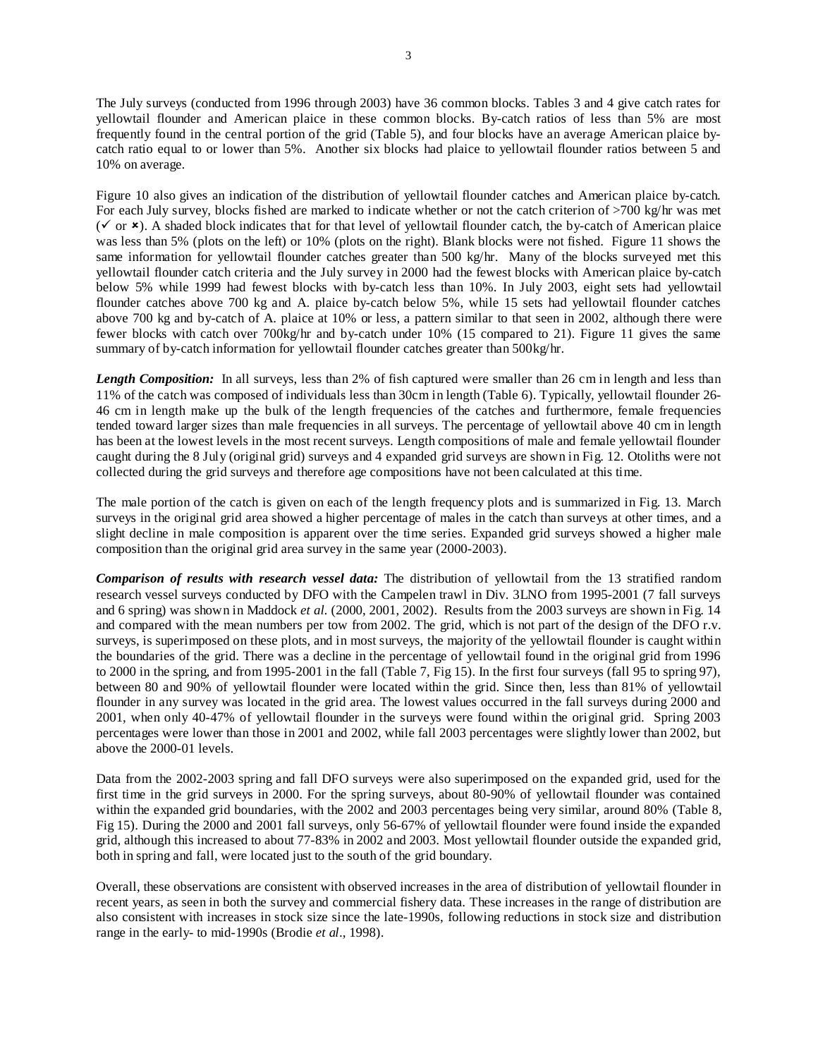The July surveys (conducted from 1996 through 2003) have 36 common blocks. Tables 3 and 4 give catch rates for yellowtail flounder and American plaice in these common blocks. By-catch ratios of less than 5% are most frequently found in the central portion of the grid (Table 5), and four blocks have an average American plaice by-catch ratio equal to or lower than 5%. Another six blocks had plaice to yellowtail flounder ratios between 5 and 10% on average.

Figure 10 also gives an indication of the distribution of yellowtail flounder catches and American plaice by-catch. For each July survey, blocks fished are marked to indicate whether or not the catch criterion of >700 kg/hr was met (✓ or ✗). A shaded block indicates that for that level of yellowtail flounder catch, the by-catch of American plaice was less than 5% (plots on the left) or 10% (plots on the right). Blank blocks were not fished. Figure 11 shows the same information for yellowtail flounder catches greater than 500 kg/hr. Many of the blocks surveyed met this yellowtail flounder catch criteria and the July survey in 2000 had the fewest blocks with American plaice by-catch below 5% while 1999 had fewest blocks with by-catch less than 10%. In July 2003, eight sets had yellowtail flounder catches above 700 kg and A. plaice by-catch below 5%, while 15 sets had yellowtail flounder catches above 700 kg and by-catch of A. plaice at 10% or less, a pattern similar to that seen in 2002, although there were fewer blocks with catch over 700kg/hr and by-catch under 10% (15 compared to 21). Figure 11 gives the same summary of by-catch information for yellowtail flounder catches greater than 500kg/hr.

***Length Composition:*** In all surveys, less than 2% of fish captured were smaller than 26 cm in length and less than 11% of the catch was composed of individuals less than 30cm in length (Table 6). Typically, yellowtail flounder 26-46 cm in length make up the bulk of the length frequencies of the catches and furthermore, female frequencies tended toward larger sizes than male frequencies in all surveys. The percentage of yellowtail above 40 cm in length has been at the lowest levels in the most recent surveys. Length compositions of male and female yellowtail flounder caught during the 8 July (original grid) surveys and 4 expanded grid surveys are shown in Fig. 12. Otoliths were not collected during the grid surveys and therefore age compositions have not been calculated at this time.

The male portion of the catch is given on each of the length frequency plots and is summarized in Fig. 13. March surveys in the original grid area showed a higher percentage of males in the catch than surveys at other times, and a slight decline in male composition is apparent over the time series. Expanded grid surveys showed a higher male composition than the original grid area survey in the same year (2000-2003).

***Comparison of results with research vessel data:*** The distribution of yellowtail from the 13 stratified random research vessel surveys conducted by DFO with the Campelen trawl in Div. 3LNO from 1995-2001 (7 fall surveys and 6 spring) was shown in Maddock *et al.* (2000, 2001, 2002). Results from the 2003 surveys are shown in Fig. 14 and compared with the mean numbers per tow from 2002. The grid, which is not part of the design of the DFO r.v. surveys, is superimposed on these plots, and in most surveys, the majority of the yellowtail flounder is caught within the boundaries of the grid. There was a decline in the percentage of yellowtail found in the original grid from 1996 to 2000 in the spring, and from 1995-2001 in the fall (Table 7, Fig 15). In the first four surveys (fall 95 to spring 97), between 80 and 90% of yellowtail flounder were located within the grid. Since then, less than 81% of yellowtail flounder in any survey was located in the grid area. The lowest values occurred in the fall surveys during 2000 and 2001, when only 40-47% of yellowtail flounder in the surveys were found within the original grid. Spring 2003 percentages were lower than those in 2001 and 2002, while fall 2003 percentages were slightly lower than 2002, but above the 2000-01 levels.

Data from the 2002-2003 spring and fall DFO surveys were also superimposed on the expanded grid, used for the first time in the grid surveys in 2000. For the spring surveys, about 80-90% of yellowtail flounder was contained within the expanded grid boundaries, with the 2002 and 2003 percentages being very similar, around 80% (Table 8, Fig 15). During the 2000 and 2001 fall surveys, only 56-67% of yellowtail flounder were found inside the expanded grid, although this increased to about 77-83% in 2002 and 2003. Most yellowtail flounder outside the expanded grid, both in spring and fall, were located just to the south of the grid boundary.

Overall, these observations are consistent with observed increases in the area of distribution of yellowtail flounder in recent years, as seen in both the survey and commercial fishery data. These increases in the range of distribution are also consistent with increases in stock size since the late-1990s, following reductions in stock size and distribution range in the early- to mid-1990s (Brodie *et al*., 1998).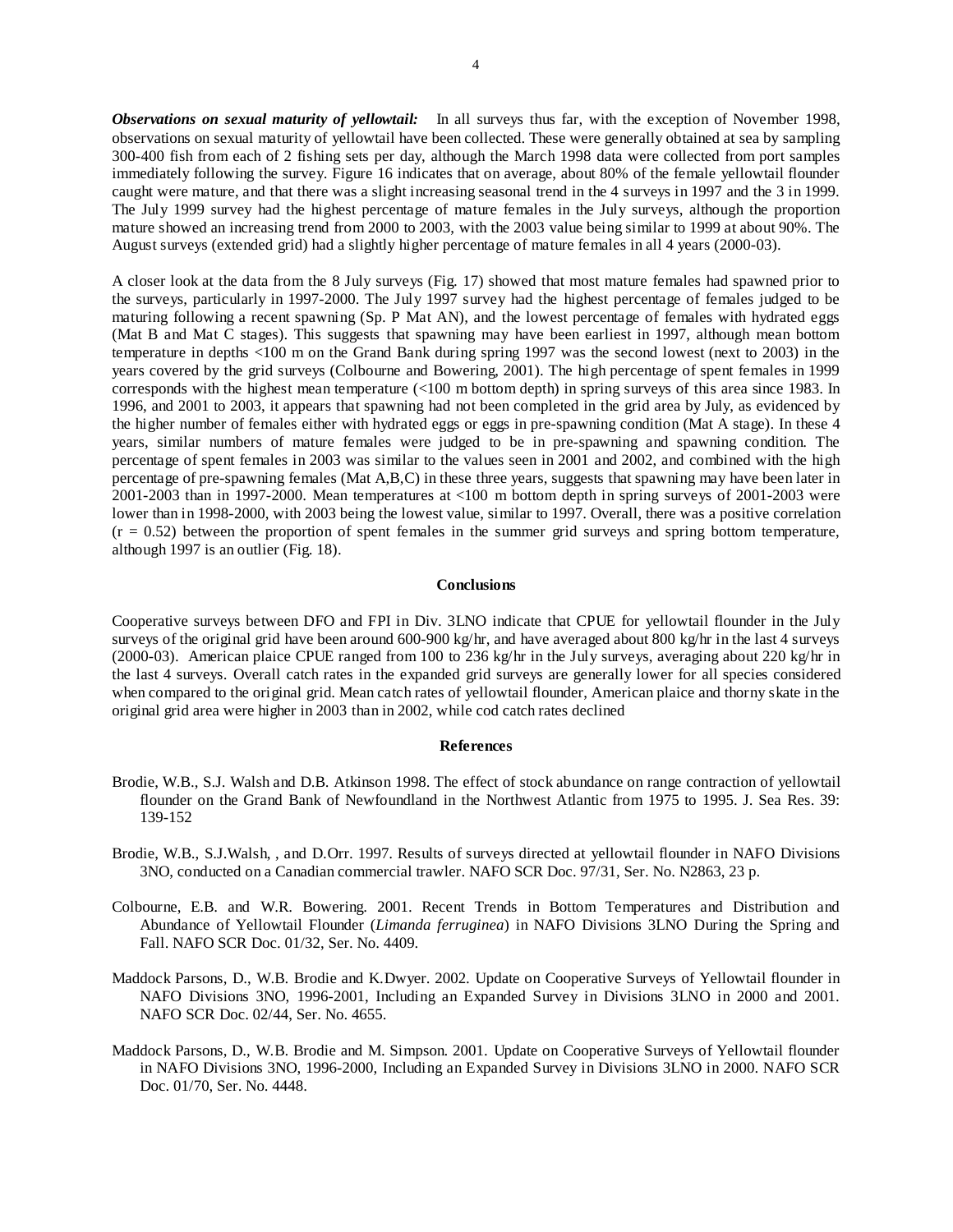***Observations on sexual maturity of yellowtail:*** In all surveys thus far, with the exception of November 1998, observations on sexual maturity of yellowtail have been collected. These were generally obtained at sea by sampling 300-400 fish from each of 2 fishing sets per day, although the March 1998 data were collected from port samples immediately following the survey. Figure 16 indicates that on average, about 80% of the female yellowtail flounder caught were mature, and that there was a slight increasing seasonal trend in the 4 surveys in 1997 and the 3 in 1999. The July 1999 survey had the highest percentage of mature females in the July surveys, although the proportion mature showed an increasing trend from 2000 to 2003, with the 2003 value being similar to 1999 at about 90%. The August surveys (extended grid) had a slightly higher percentage of mature females in all 4 years (2000-03).

A closer look at the data from the 8 July surveys (Fig. 17) showed that most mature females had spawned prior to the surveys, particularly in 1997-2000. The July 1997 survey had the highest percentage of females judged to be maturing following a recent spawning (Sp. P Mat AN), and the lowest percentage of females with hydrated eggs (Mat B and Mat C stages). This suggests that spawning may have been earliest in 1997, although mean bottom temperature in depths <100 m on the Grand Bank during spring 1997 was the second lowest (next to 2003) in the years covered by the grid surveys (Colbourne and Bowering, 2001). The high percentage of spent females in 1999 corresponds with the highest mean temperature (<100 m bottom depth) in spring surveys of this area since 1983. In 1996, and 2001 to 2003, it appears that spawning had not been completed in the grid area by July, as evidenced by the higher number of females either with hydrated eggs or eggs in pre-spawning condition (Mat A stage). In these 4 years, similar numbers of mature females were judged to be in pre-spawning and spawning condition. The percentage of spent females in 2003 was similar to the values seen in 2001 and 2002, and combined with the high percentage of pre-spawning females (Mat A,B,C) in these three years, suggests that spawning may have been later in 2001-2003 than in 1997-2000. Mean temperatures at <100 m bottom depth in spring surveys of 2001-2003 were lower than in 1998-2000, with 2003 being the lowest value, similar to 1997. Overall, there was a positive correlation ($r = 0.52$) between the proportion of spent females in the summer grid surveys and spring bottom temperature, although 1997 is an outlier (Fig. 18).

## Conclusions

Cooperative surveys between DFO and FPI in Div. 3LNO indicate that CPUE for yellowtail flounder in the July surveys of the original grid have been around 600-900 kg/hr, and have averaged about 800 kg/hr in the last 4 surveys (2000-03). American plaice CPUE ranged from 100 to 236 kg/hr in the July surveys, averaging about 220 kg/hr in the last 4 surveys. Overall catch rates in the expanded grid surveys are generally lower for all species considered when compared to the original grid. Mean catch rates of yellowtail flounder, American plaice and thorny skate in the original grid area were higher in 2003 than in 2002, while cod catch rates declined

## References

Brodie, W.B., S.J. Walsh and D.B. Atkinson 1998. The effect of stock abundance on range contraction of yellowtail flounder on the Grand Bank of Newfoundland in the Northwest Atlantic from 1975 to 1995. J. Sea Res. 39: 139-152

Brodie, W.B., S.J.Walsh, , and D.Orr. 1997. Results of surveys directed at yellowtail flounder in NAFO Divisions 3NO, conducted on a Canadian commercial trawler. NAFO SCR Doc. 97/31, Ser. No. N2863, 23 p.

Colbourne, E.B. and W.R. Bowering. 2001. Recent Trends in Bottom Temperatures and Distribution and Abundance of Yellowtail Flounder (*Limanda ferruginea*) in NAFO Divisions 3LNO During the Spring and Fall. NAFO SCR Doc. 01/32, Ser. No. 4409.

Maddock Parsons, D., W.B. Brodie and K.Dwyer. 2002. Update on Cooperative Surveys of Yellowtail flounder in NAFO Divisions 3NO, 1996-2001, Including an Expanded Survey in Divisions 3LNO in 2000 and 2001. NAFO SCR Doc. 02/44, Ser. No. 4655.

Maddock Parsons, D., W.B. Brodie and M. Simpson. 2001. Update on Cooperative Surveys of Yellowtail flounder in NAFO Divisions 3NO, 1996-2000, Including an Expanded Survey in Divisions 3LNO in 2000. NAFO SCR Doc. 01/70, Ser. No. 4448.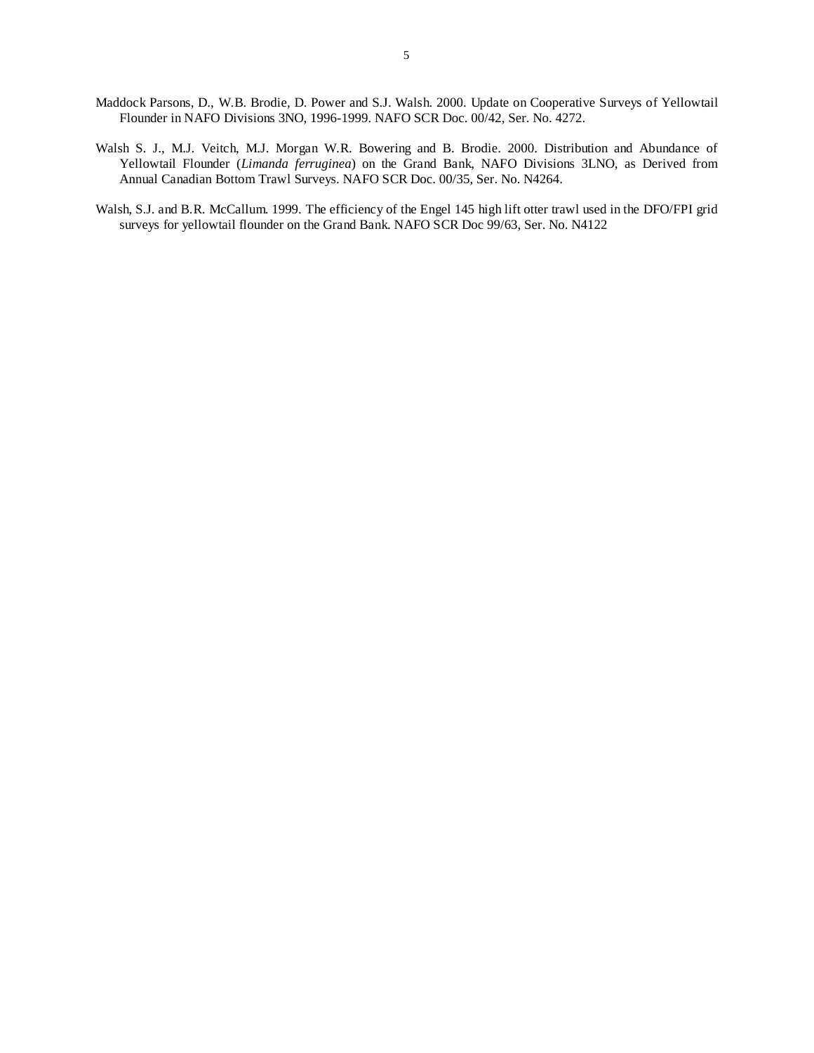Maddock Parsons, D., W.B. Brodie, D. Power and S.J. Walsh. 2000. Update on Cooperative Surveys of Yellowtail Flounder in NAFO Divisions 3NO, 1996-1999. NAFO SCR Doc. 00/42, Ser. No. 4272.

Walsh S. J., M.J. Veitch, M.J. Morgan W.R. Bowering and B. Brodie. 2000. Distribution and Abundance of Yellowtail Flounder (*Limanda ferruginea*) on the Grand Bank, NAFO Divisions 3LNO, as Derived from Annual Canadian Bottom Trawl Surveys. NAFO SCR Doc. 00/35, Ser. No. N4264.

Walsh, S.J. and B.R. McCallum. 1999. The efficiency of the Engel 145 high lift otter trawl used in the DFO/FPI grid surveys for yellowtail flounder on the Grand Bank. NAFO SCR Doc 99/63, Ser. No. N4122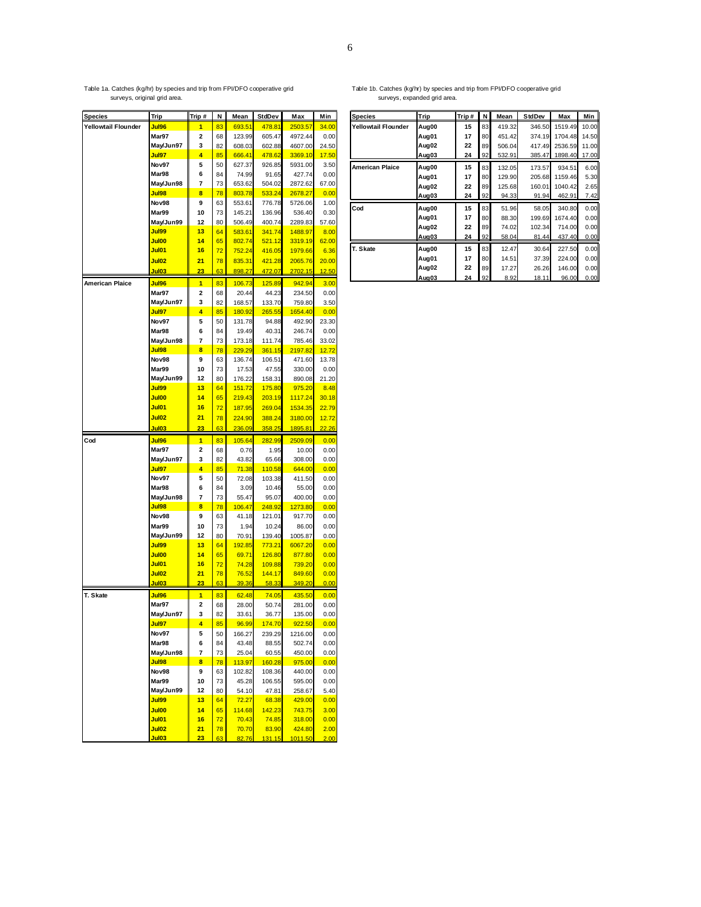Table 1a. Catches (kg/hr) by species and trip from FPI/DFO cooperative grid surveys, original grid area.

| Species | Trip | Trip # | N | Mean | StdDev | Max | Min |
|---|---|---|---|---|---|---|---|
| Yellowtail Flounder | Jul96 | 1 | 83 | 693.51 | 478.81 | 2503.57 | 34.00 |
| | Mar97 | 2 | 68 | 123.99 | 605.47 | 4972.44 | 0.00 |
| | May/Jun97 | 3 | 82 | 608.03 | 602.88 | 4607.00 | 24.50 |
| | Jul97 | 4 | 85 | 666.41 | 478.62 | 3369.10 | 17.50 |
| | Nov97 | 5 | 50 | 627.37 | 926.85 | 5931.00 | 3.50 |
| | Mar98 | 6 | 84 | 74.99 | 91.65 | 427.74 | 0.00 |
| | May/Jun98 | 7 | 73 | 653.62 | 504.02 | 2872.62 | 67.00 |
| | Jul98 | 8 | 78 | 803.78 | 533.24 | 2678.27 | 0.00 |
| | Nov98 | 9 | 63 | 553.61 | 776.78 | 5726.06 | 1.00 |
| | Mar99 | 10 | 73 | 145.21 | 136.96 | 536.40 | 0.30 |
| | May/Jun99 | 12 | 80 | 506.49 | 400.74 | 2289.83 | 57.60 |
| | Jul99 | 13 | 64 | 583.61 | 341.74 | 1488.97 | 8.00 |
| | Jul00 | 14 | 65 | 802.74 | 521.12 | 3319.19 | 62.00 |
| | Jul01 | 16 | 72 | 752.24 | 416.05 | 1979.66 | 6.36 |
| | Jul02 | 21 | 78 | 835.31 | 421.28 | 2065.76 | 20.00 |
| | Jul03 | 23 | 63 | 898.27 | 472.07 | 2702.15 | 12.50 |
| American Plaice | Jul96 | 1 | 83 | 106.73 | 125.89 | 942.94 | 3.00 |
| | Mar97 | 2 | 68 | 20.44 | 44.23 | 234.50 | 0.00 |
| | May/Jun97 | 3 | 82 | 168.57 | 133.70 | 759.80 | 3.50 |
| | Jul97 | 4 | 85 | 180.92 | 265.55 | 1654.40 | 0.00 |
| | Nov97 | 5 | 50 | 131.78 | 94.88 | 492.90 | 23.30 |
| | Mar98 | 6 | 84 | 19.49 | 40.31 | 246.74 | 0.00 |
| | May/Jun98 | 7 | 73 | 173.18 | 111.74 | 785.46 | 33.02 |
| | Jul98 | 8 | 78 | 229.29 | 361.15 | 2197.82 | 12.72 |
| | Nov98 | 9 | 63 | 136.74 | 106.51 | 471.60 | 13.78 |
| | Mar99 | 10 | 73 | 17.53 | 47.55 | 330.00 | 0.00 |
| | May/Jun99 | 12 | 80 | 176.22 | 158.31 | 890.08 | 21.20 |
| | Jul99 | 13 | 64 | 151.72 | 175.80 | 975.20 | 8.48 |
| | Jul00 | 14 | 65 | 219.43 | 203.19 | 1117.24 | 30.18 |
| | Jul01 | 16 | 72 | 187.95 | 269.04 | 1534.35 | 22.79 |
| | Jul02 | 21 | 78 | 224.90 | 388.24 | 3180.00 | 12.72 |
| | Jul03 | 23 | 63 | 236.09 | 358.25 | 1895.81 | 22.26 |
| Cod | Jul96 | 1 | 83 | 105.64 | 282.99 | 2509.09 | 0.00 |
| | Mar97 | 2 | 68 | 0.76 | 1.95 | 10.00 | 0.00 |
| | May/Jun97 | 3 | 82 | 43.82 | 65.66 | 308.00 | 0.00 |
| | Jul97 | 4 | 85 | 71.38 | 110.58 | 644.00 | 0.00 |
| | Nov97 | 5 | 50 | 72.08 | 103.38 | 411.50 | 0.00 |
| | Mar98 | 6 | 84 | 3.09 | 10.46 | 55.00 | 0.00 |
| | May/Jun98 | 7 | 73 | 55.47 | 95.07 | 400.00 | 0.00 |
| | Jul98 | 8 | 78 | 106.47 | 248.92 | 1273.80 | 0.00 |
| | Nov98 | 9 | 63 | 41.18 | 121.01 | 917.70 | 0.00 |
| | Mar99 | 10 | 73 | 1.94 | 10.24 | 86.00 | 0.00 |
| | May/Jun99 | 12 | 80 | 70.91 | 139.40 | 1005.87 | 0.00 |
| | Jul99 | 13 | 64 | 192.85 | 773.21 | 6067.20 | 0.00 |
| | Jul00 | 14 | 65 | 69.71 | 126.80 | 877.80 | 0.00 |
| | Jul01 | 16 | 72 | 74.28 | 109.88 | 739.20 | 0.00 |
| | Jul02 | 21 | 78 | 76.52 | 144.17 | 849.60 | 0.00 |
| | Jul03 | 23 | 63 | 39.36 | 58.33 | 349.20 | 0.00 |
| T. Skate | Jul96 | 1 | 83 | 62.48 | 74.05 | 435.50 | 0.00 |
| | Mar97 | 2 | 68 | 28.00 | 50.74 | 281.00 | 0.00 |
| | May/Jun97 | 3 | 82 | 33.61 | 36.77 | 135.00 | 0.00 |
| | Jul97 | 4 | 85 | 96.99 | 174.70 | 922.50 | 0.00 |
| | Nov97 | 5 | 50 | 166.27 | 239.29 | 1216.00 | 0.00 |
| | Mar98 | 6 | 84 | 43.48 | 88.55 | 502.74 | 0.00 |
| | May/Jun98 | 7 | 73 | 25.04 | 60.55 | 450.00 | 0.00 |
| | Jul98 | 8 | 78 | 113.97 | 160.28 | 975.00 | 0.00 |
| | Nov98 | 9 | 63 | 102.82 | 108.36 | 440.00 | 0.00 |
| | Mar99 | 10 | 73 | 45.28 | 106.55 | 595.00 | 0.00 |
| | May/Jun99 | 12 | 80 | 54.10 | 47.81 | 258.67 | 5.40 |
| | Jul99 | 13 | 64 | 72.27 | 68.38 | 429.00 | 0.00 |
| | Jul00 | 14 | 65 | 114.68 | 142.23 | 743.75 | 3.00 |
| | Jul01 | 16 | 72 | 70.43 | 74.85 | 318.00 | 0.00 |
| | Jul02 | 21 | 78 | 70.70 | 83.90 | 424.80 | 2.00 |
| | Jul03 | 23 | 63 | 82.76 | 131.15 | 1011.50 | 2.00 |

Table 1b. Catches (kg/hr) by species and trip from FPI/DFO cooperative grid surveys, expanded grid area.

| Species | Trip | Trip # | N | Mean | StdDev | Max | Min |
|---|---|---|---|---|---|---|---|
| Yellowtail Flounder | Aug00 | 15 | 83 | 419.32 | 346.50 | 1519.49 | 10.00 |
| | Aug01 | 17 | 80 | 451.42 | 374.19 | 1704.48 | 14.50 |
| | Aug02 | 22 | 89 | 506.04 | 417.49 | 2536.59 | 11.00 |
| | Aug03 | 24 | 92 | 532.91 | 385.47 | 1898.40 | 17.00 |
| American Plaice | Aug00 | 15 | 83 | 132.05 | 173.57 | 934.51 | 6.00 |
| | Aug01 | 17 | 80 | 129.90 | 205.68 | 1159.46 | 5.30 |
| | Aug02 | 22 | 89 | 125.68 | 160.01 | 1040.42 | 2.65 |
| | Aug03 | 24 | 92 | 94.33 | 91.94 | 462.91 | 7.42 |
| Cod | Aug00 | 15 | 83 | 51.96 | 58.05 | 340.80 | 0.00 |
| | Aug01 | 17 | 80 | 88.30 | 199.69 | 1674.40 | 0.00 |
| | Aug02 | 22 | 89 | 74.02 | 102.34 | 714.00 | 0.00 |
| | Aug03 | 24 | 92 | 58.04 | 81.44 | 437.40 | 0.00 |
| T. Skate | Aug00 | 15 | 83 | 12.47 | 30.64 | 227.50 | 0.00 |
| | Aug01 | 17 | 80 | 14.51 | 37.39 | 224.00 | 0.00 |
| | Aug02 | 22 | 89 | 17.27 | 26.26 | 146.00 | 0.00 |
| | Aug03 | 24 | 92 | 8.92 | 18.11 | 96.00 | 0.00 |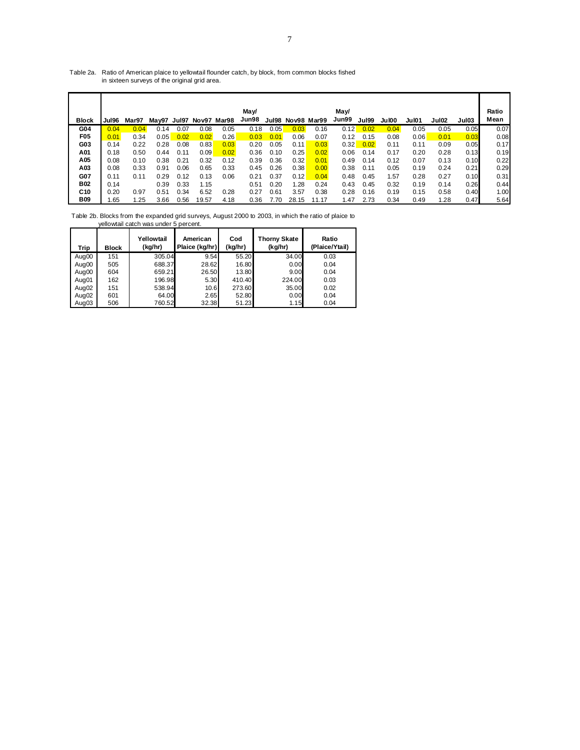Table 2a. Ratio of American plaice to yellowtail flounder catch, by block, from common blocks fished in sixteen surveys of the original grid area.

| Block | Jul96 | Mar97 | May97 | Jul97 | Nov97 | Mar98 | May/ Jun98 | Jul98 | Nov98 | Mar99 | May/ Jun99 | Jul99 | Jul00 | Jul01 | Jul02 | Jul03 | Ratio Mean |
|---|---|---|---|---|---|---|---|---|---|---|---|---|---|---|---|---|---|
| G04 | 0.04 | 0.04 | 0.14 | 0.07 | 0.08 | 0.05 | 0.18 | 0.05 | 0.03 | 0.16 | 0.12 | 0.02 | 0.04 | 0.05 | 0.05 | 0.05 | 0.07 |
| F05 | 0.01 | 0.34 | 0.05 | 0.02 | 0.02 | 0.26 | 0.03 | 0.01 | 0.06 | 0.07 | 0.12 | 0.15 | 0.08 | 0.06 | 0.01 | 0.03 | 0.08 |
| G03 | 0.14 | 0.22 | 0.28 | 0.08 | 0.83 | 0.03 | 0.20 | 0.05 | 0.11 | 0.03 | 0.32 | 0.02 | 0.11 | 0.11 | 0.09 | 0.05 | 0.17 |
| A01 | 0.18 | 0.50 | 0.44 | 0.11 | 0.09 | 0.02 | 0.36 | 0.10 | 0.25 | 0.02 | 0.06 | 0.14 | 0.17 | 0.20 | 0.28 | 0.13 | 0.19 |
| A05 | 0.08 | 0.10 | 0.38 | 0.21 | 0.32 | 0.12 | 0.39 | 0.36 | 0.32 | 0.01 | 0.49 | 0.14 | 0.12 | 0.07 | 0.13 | 0.10 | 0.22 |
| A03 | 0.08 | 0.33 | 0.91 | 0.06 | 0.65 | 0.33 | 0.45 | 0.26 | 0.38 | 0.00 | 0.38 | 0.11 | 0.05 | 0.19 | 0.24 | 0.21 | 0.29 |
| G07 | 0.11 | 0.11 | 0.29 | 0.12 | 0.13 | 0.06 | 0.21 | 0.37 | 0.12 | 0.04 | 0.48 | 0.45 | 1.57 | 0.28 | 0.27 | 0.10 | 0.31 |
| B02 | 0.14 | | 0.39 | 0.33 | 1.15 | | 0.51 | 0.20 | 1.28 | 0.24 | 0.43 | 0.45 | 0.32 | 0.19 | 0.14 | 0.26 | 0.44 |
| C10 | 0.20 | 0.97 | 0.51 | 0.34 | 6.52 | 0.28 | 0.27 | 0.61 | 3.57 | 0.38 | 0.28 | 0.16 | 0.19 | 0.15 | 0.58 | 0.40 | 1.00 |
| B09 | 1.65 | 1.25 | 3.66 | 0.56 | 19.57 | 4.18 | 0.36 | 7.70 | 28.15 | 11.17 | 1.47 | 2.73 | 0.34 | 0.49 | 1.28 | 0.47 | 5.64 |

Table 2b. Blocks from the expanded grid surveys, August 2000 to 2003, in which the ratio of plaice to yellowtail catch was under 5 percent.

| Trip | Block | Yellowtail (kg/hr) | American Plaice (kg/hr) | Cod (kg/hr) | Thorny Skate (kg/hr) | Ratio (Plaice/Ytail) |
|---|---|---|---|---|---|---|
| Aug00 | 151 | 305.04 | 9.54 | 55.20 | 34.00 | 0.03 |
| Aug00 | 505 | 688.37 | 28.62 | 16.80 | 0.00 | 0.04 |
| Aug00 | 604 | 659.21 | 26.50 | 13.80 | 9.00 | 0.04 |
| Aug01 | 162 | 196.98 | 5.30 | 410.40 | 224.00 | 0.03 |
| Aug02 | 151 | 538.94 | 10.6 | 273.60 | 35.00 | 0.02 |
| Aug02 | 601 | 64.00 | 2.65 | 52.80 | 0.00 | 0.04 |
| Aug03 | 506 | 760.52 | 32.38 | 51.23 | 1.15 | 0.04 |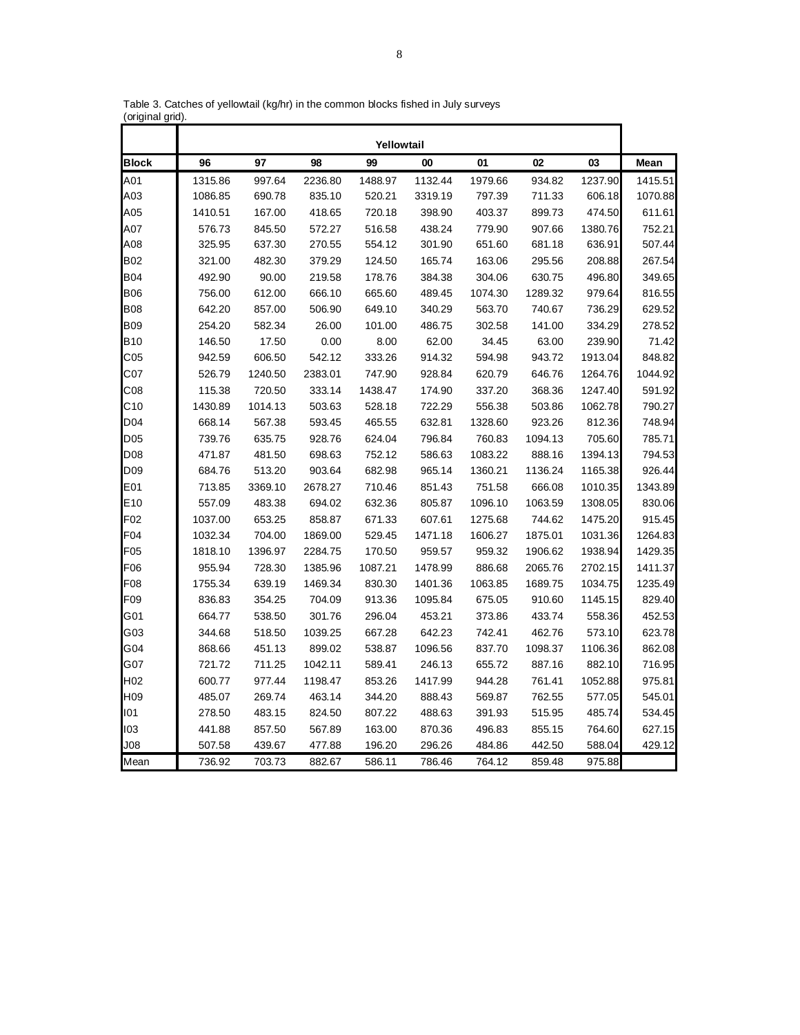Table 3. Catches of yellowtail (kg/hr) in the common blocks fished in July surveys (original grid).

| | Yellowtail | | | | | | | | |
|---|---|---|---|---|---|---|---|---|---|
| **Block** | **96** | **97** | **98** | **99** | **00** | **01** | **02** | **03** | **Mean** |
| A01 | 1315.86 | 997.64 | 2236.80 | 1488.97 | 1132.44 | 1979.66 | 934.82 | 1237.90 | 1415.51 |
| A03 | 1086.85 | 690.78 | 835.10 | 520.21 | 3319.19 | 797.39 | 711.33 | 606.18 | 1070.88 |
| A05 | 1410.51 | 167.00 | 418.65 | 720.18 | 398.90 | 403.37 | 899.73 | 474.50 | 611.61 |
| A07 | 576.73 | 845.50 | 572.27 | 516.58 | 438.24 | 779.90 | 907.66 | 1380.76 | 752.21 |
| A08 | 325.95 | 637.30 | 270.55 | 554.12 | 301.90 | 651.60 | 681.18 | 636.91 | 507.44 |
| B02 | 321.00 | 482.30 | 379.29 | 124.50 | 165.74 | 163.06 | 295.56 | 208.88 | 267.54 |
| B04 | 492.90 | 90.00 | 219.58 | 178.76 | 384.38 | 304.06 | 630.75 | 496.80 | 349.65 |
| B06 | 756.00 | 612.00 | 666.10 | 665.60 | 489.45 | 1074.30 | 1289.32 | 979.64 | 816.55 |
| B08 | 642.20 | 857.00 | 506.90 | 649.10 | 340.29 | 563.70 | 740.67 | 736.29 | 629.52 |
| B09 | 254.20 | 582.34 | 26.00 | 101.00 | 486.75 | 302.58 | 141.00 | 334.29 | 278.52 |
| B10 | 146.50 | 17.50 | 0.00 | 8.00 | 62.00 | 34.45 | 63.00 | 239.90 | 71.42 |
| C05 | 942.59 | 606.50 | 542.12 | 333.26 | 914.32 | 594.98 | 943.72 | 1913.04 | 848.82 |
| C07 | 526.79 | 1240.50 | 2383.01 | 747.90 | 928.84 | 620.79 | 646.76 | 1264.76 | 1044.92 |
| C08 | 115.38 | 720.50 | 333.14 | 1438.47 | 174.90 | 337.20 | 368.36 | 1247.40 | 591.92 |
| C10 | 1430.89 | 1014.13 | 503.63 | 528.18 | 722.29 | 556.38 | 503.86 | 1062.78 | 790.27 |
| D04 | 668.14 | 567.38 | 593.45 | 465.55 | 632.81 | 1328.60 | 923.26 | 812.36 | 748.94 |
| D05 | 739.76 | 635.75 | 928.76 | 624.04 | 796.84 | 760.83 | 1094.13 | 705.60 | 785.71 |
| D08 | 471.87 | 481.50 | 698.63 | 752.12 | 586.63 | 1083.22 | 888.16 | 1394.13 | 794.53 |
| D09 | 684.76 | 513.20 | 903.64 | 682.98 | 965.14 | 1360.21 | 1136.24 | 1165.38 | 926.44 |
| E01 | 713.85 | 3369.10 | 2678.27 | 710.46 | 851.43 | 751.58 | 666.08 | 1010.35 | 1343.89 |
| E10 | 557.09 | 483.38 | 694.02 | 632.36 | 805.87 | 1096.10 | 1063.59 | 1308.05 | 830.06 |
| F02 | 1037.00 | 653.25 | 858.87 | 671.33 | 607.61 | 1275.68 | 744.62 | 1475.20 | 915.45 |
| F04 | 1032.34 | 704.00 | 1869.00 | 529.45 | 1471.18 | 1606.27 | 1875.01 | 1031.36 | 1264.83 |
| F05 | 1818.10 | 1396.97 | 2284.75 | 170.50 | 959.57 | 959.32 | 1906.62 | 1938.94 | 1429.35 |
| F06 | 955.94 | 728.30 | 1385.96 | 1087.21 | 1478.99 | 886.68 | 2065.76 | 2702.15 | 1411.37 |
| F08 | 1755.34 | 639.19 | 1469.34 | 830.30 | 1401.36 | 1063.85 | 1689.75 | 1034.75 | 1235.49 |
| F09 | 836.83 | 354.25 | 704.09 | 913.36 | 1095.84 | 675.05 | 910.60 | 1145.15 | 829.40 |
| G01 | 664.77 | 538.50 | 301.76 | 296.04 | 453.21 | 373.86 | 433.74 | 558.36 | 452.53 |
| G03 | 344.68 | 518.50 | 1039.25 | 667.28 | 642.23 | 742.41 | 462.76 | 573.10 | 623.78 |
| G04 | 868.66 | 451.13 | 899.02 | 538.87 | 1096.56 | 837.70 | 1098.37 | 1106.36 | 862.08 |
| G07 | 721.72 | 711.25 | 1042.11 | 589.41 | 246.13 | 655.72 | 887.16 | 882.10 | 716.95 |
| H02 | 600.77 | 977.44 | 1198.47 | 853.26 | 1417.99 | 944.28 | 761.41 | 1052.88 | 975.81 |
| H09 | 485.07 | 269.74 | 463.14 | 344.20 | 888.43 | 569.87 | 762.55 | 577.05 | 545.01 |
| I01 | 278.50 | 483.15 | 824.50 | 807.22 | 488.63 | 391.93 | 515.95 | 485.74 | 534.45 |
| I03 | 441.88 | 857.50 | 567.89 | 163.00 | 870.36 | 496.83 | 855.15 | 764.60 | 627.15 |
| J08 | 507.58 | 439.67 | 477.88 | 196.20 | 296.26 | 484.86 | 442.50 | 588.04 | 429.12 |
| Mean | 736.92 | 703.73 | 882.67 | 586.11 | 786.46 | 764.12 | 859.48 | 975.88 | |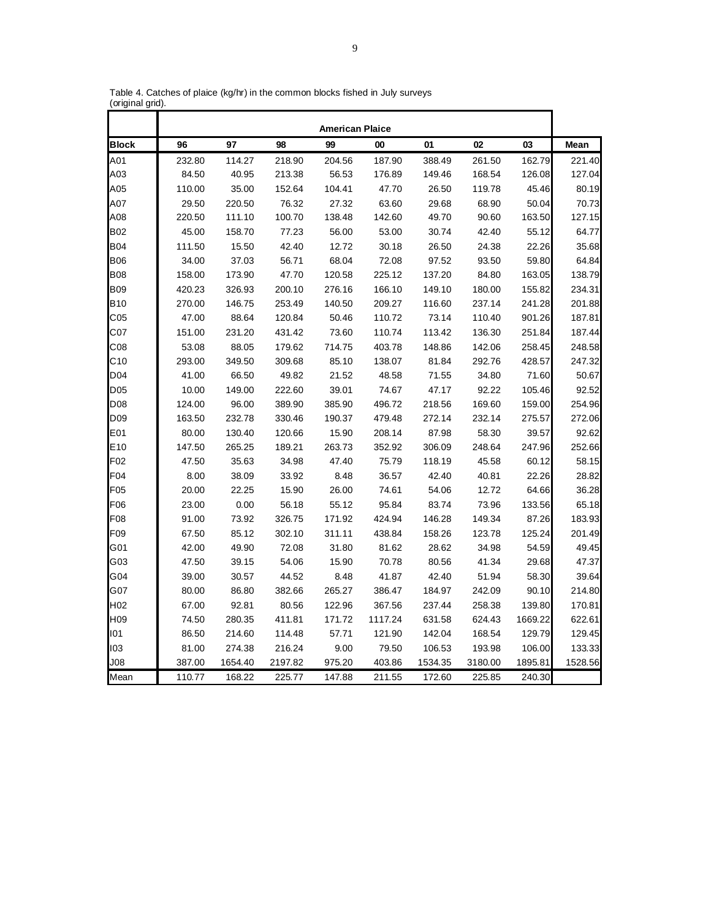Table 4. Catches of plaice (kg/hr) in the common blocks fished in July surveys (original grid).

| | American Plaice | | | | | | | | |
|---|---|---|---|---|---|---|---|---|---|
| **Block** | **96** | **97** | **98** | **99** | **00** | **01** | **02** | **03** | **Mean** |
| A01 | 232.80 | 114.27 | 218.90 | 204.56 | 187.90 | 388.49 | 261.50 | 162.79 | 221.40 |
| A03 | 84.50 | 40.95 | 213.38 | 56.53 | 176.89 | 149.46 | 168.54 | 126.08 | 127.04 |
| A05 | 110.00 | 35.00 | 152.64 | 104.41 | 47.70 | 26.50 | 119.78 | 45.46 | 80.19 |
| A07 | 29.50 | 220.50 | 76.32 | 27.32 | 63.60 | 29.68 | 68.90 | 50.04 | 70.73 |
| A08 | 220.50 | 111.10 | 100.70 | 138.48 | 142.60 | 49.70 | 90.60 | 163.50 | 127.15 |
| B02 | 45.00 | 158.70 | 77.23 | 56.00 | 53.00 | 30.74 | 42.40 | 55.12 | 64.77 |
| B04 | 111.50 | 15.50 | 42.40 | 12.72 | 30.18 | 26.50 | 24.38 | 22.26 | 35.68 |
| B06 | 34.00 | 37.03 | 56.71 | 68.04 | 72.08 | 97.52 | 93.50 | 59.80 | 64.84 |
| B08 | 158.00 | 173.90 | 47.70 | 120.58 | 225.12 | 137.20 | 84.80 | 163.05 | 138.79 |
| B09 | 420.23 | 326.93 | 200.10 | 276.16 | 166.10 | 149.10 | 180.00 | 155.82 | 234.31 |
| B10 | 270.00 | 146.75 | 253.49 | 140.50 | 209.27 | 116.60 | 237.14 | 241.28 | 201.88 |
| C05 | 47.00 | 88.64 | 120.84 | 50.46 | 110.72 | 73.14 | 110.40 | 901.26 | 187.81 |
| C07 | 151.00 | 231.20 | 431.42 | 73.60 | 110.74 | 113.42 | 136.30 | 251.84 | 187.44 |
| C08 | 53.08 | 88.05 | 179.62 | 714.75 | 403.78 | 148.86 | 142.06 | 258.45 | 248.58 |
| C10 | 293.00 | 349.50 | 309.68 | 85.10 | 138.07 | 81.84 | 292.76 | 428.57 | 247.32 |
| D04 | 41.00 | 66.50 | 49.82 | 21.52 | 48.58 | 71.55 | 34.80 | 71.60 | 50.67 |
| D05 | 10.00 | 149.00 | 222.60 | 39.01 | 74.67 | 47.17 | 92.22 | 105.46 | 92.52 |
| D08 | 124.00 | 96.00 | 389.90 | 385.90 | 496.72 | 218.56 | 169.60 | 159.00 | 254.96 |
| D09 | 163.50 | 232.78 | 330.46 | 190.37 | 479.48 | 272.14 | 232.14 | 275.57 | 272.06 |
| E01 | 80.00 | 130.40 | 120.66 | 15.90 | 208.14 | 87.98 | 58.30 | 39.57 | 92.62 |
| E10 | 147.50 | 265.25 | 189.21 | 263.73 | 352.92 | 306.09 | 248.64 | 247.96 | 252.66 |
| F02 | 47.50 | 35.63 | 34.98 | 47.40 | 75.79 | 118.19 | 45.58 | 60.12 | 58.15 |
| F04 | 8.00 | 38.09 | 33.92 | 8.48 | 36.57 | 42.40 | 40.81 | 22.26 | 28.82 |
| F05 | 20.00 | 22.25 | 15.90 | 26.00 | 74.61 | 54.06 | 12.72 | 64.66 | 36.28 |
| F06 | 23.00 | 0.00 | 56.18 | 55.12 | 95.84 | 83.74 | 73.96 | 133.56 | 65.18 |
| F08 | 91.00 | 73.92 | 326.75 | 171.92 | 424.94 | 146.28 | 149.34 | 87.26 | 183.93 |
| F09 | 67.50 | 85.12 | 302.10 | 311.11 | 438.84 | 158.26 | 123.78 | 125.24 | 201.49 |
| G01 | 42.00 | 49.90 | 72.08 | 31.80 | 81.62 | 28.62 | 34.98 | 54.59 | 49.45 |
| G03 | 47.50 | 39.15 | 54.06 | 15.90 | 70.78 | 80.56 | 41.34 | 29.68 | 47.37 |
| G04 | 39.00 | 30.57 | 44.52 | 8.48 | 41.87 | 42.40 | 51.94 | 58.30 | 39.64 |
| G07 | 80.00 | 86.80 | 382.66 | 265.27 | 386.47 | 184.97 | 242.09 | 90.10 | 214.80 |
| H02 | 67.00 | 92.81 | 80.56 | 122.96 | 367.56 | 237.44 | 258.38 | 139.80 | 170.81 |
| H09 | 74.50 | 280.35 | 411.81 | 171.72 | 1117.24 | 631.58 | 624.43 | 1669.22 | 622.61 |
| I01 | 86.50 | 214.60 | 114.48 | 57.71 | 121.90 | 142.04 | 168.54 | 129.79 | 129.45 |
| I03 | 81.00 | 274.38 | 216.24 | 9.00 | 79.50 | 106.53 | 193.98 | 106.00 | 133.33 |
| J08 | 387.00 | 1654.40 | 2197.82 | 975.20 | 403.86 | 1534.35 | 3180.00 | 1895.81 | 1528.56 |
| Mean | 110.77 | 168.22 | 225.77 | 147.88 | 211.55 | 172.60 | 225.85 | 240.30 | |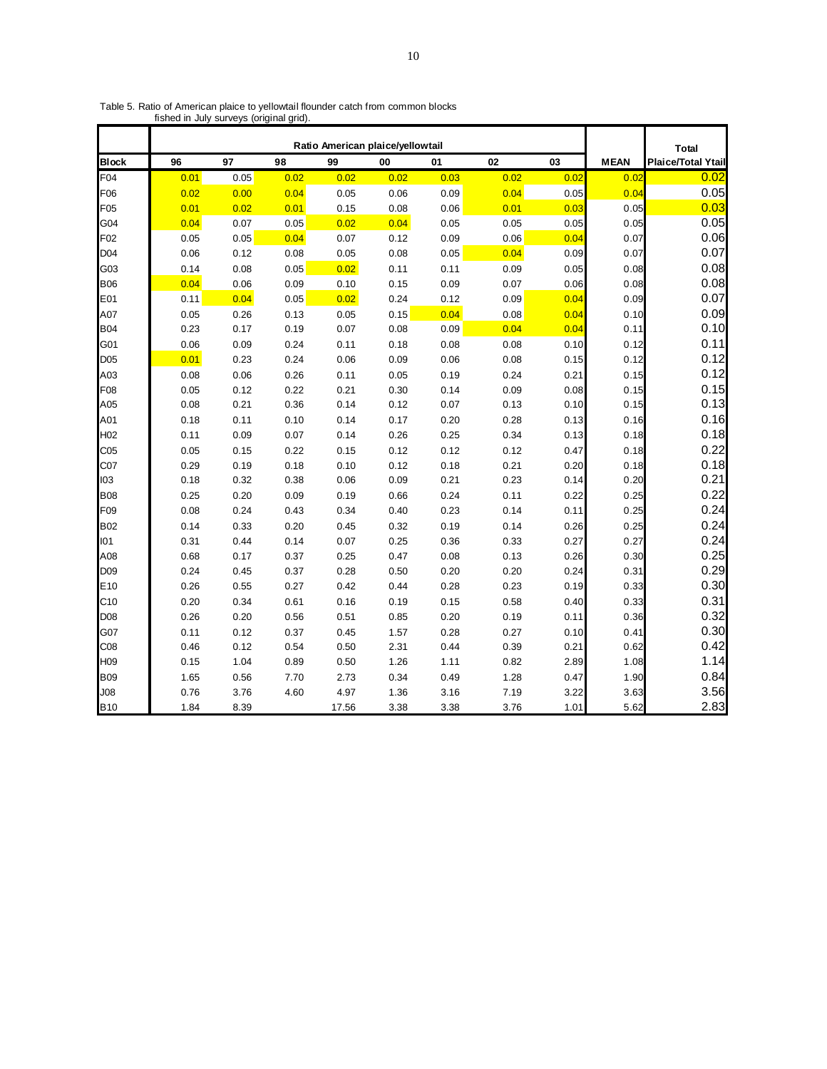Table 5. Ratio of American plaice to yellowtail flounder catch from common blocks fished in July surveys (original grid).

| | Ratio American plaice/yellowtail | | | | | | | | | Total |
|---|---|---|---|---|---|---|---|---|---|---|
| **Block** | **96** | **97** | **98** | **99** | **00** | **01** | **02** | **03** | **MEAN** | **Plaice/Total Ytail** |
| F04 | 0.01 | 0.05 | 0.02 | 0.02 | 0.02 | 0.03 | 0.02 | 0.02 | 0.02 | 0.02 |
| F06 | 0.02 | 0.00 | 0.04 | 0.05 | 0.06 | 0.09 | 0.04 | 0.05 | 0.04 | 0.05 |
| F05 | 0.01 | 0.02 | 0.01 | 0.15 | 0.08 | 0.06 | 0.01 | 0.03 | 0.05 | 0.03 |
| G04 | 0.04 | 0.07 | 0.05 | 0.02 | 0.04 | 0.05 | 0.05 | 0.05 | 0.05 | 0.05 |
| F02 | 0.05 | 0.05 | 0.04 | 0.07 | 0.12 | 0.09 | 0.06 | 0.04 | 0.07 | 0.06 |
| D04 | 0.06 | 0.12 | 0.08 | 0.05 | 0.08 | 0.05 | 0.04 | 0.09 | 0.07 | 0.07 |
| G03 | 0.14 | 0.08 | 0.05 | 0.02 | 0.11 | 0.11 | 0.09 | 0.05 | 0.08 | 0.08 |
| B06 | 0.04 | 0.06 | 0.09 | 0.10 | 0.15 | 0.09 | 0.07 | 0.06 | 0.08 | 0.08 |
| E01 | 0.11 | 0.04 | 0.05 | 0.02 | 0.24 | 0.12 | 0.09 | 0.04 | 0.09 | 0.07 |
| A07 | 0.05 | 0.26 | 0.13 | 0.05 | 0.15 | 0.04 | 0.08 | 0.04 | 0.10 | 0.09 |
| B04 | 0.23 | 0.17 | 0.19 | 0.07 | 0.08 | 0.09 | 0.04 | 0.04 | 0.11 | 0.10 |
| G01 | 0.06 | 0.09 | 0.24 | 0.11 | 0.18 | 0.08 | 0.08 | 0.10 | 0.12 | 0.11 |
| D05 | 0.01 | 0.23 | 0.24 | 0.06 | 0.09 | 0.06 | 0.08 | 0.15 | 0.12 | 0.12 |
| A03 | 0.08 | 0.06 | 0.26 | 0.11 | 0.05 | 0.19 | 0.24 | 0.21 | 0.15 | 0.12 |
| F08 | 0.05 | 0.12 | 0.22 | 0.21 | 0.30 | 0.14 | 0.09 | 0.08 | 0.15 | 0.15 |
| A05 | 0.08 | 0.21 | 0.36 | 0.14 | 0.12 | 0.07 | 0.13 | 0.10 | 0.15 | 0.13 |
| A01 | 0.18 | 0.11 | 0.10 | 0.14 | 0.17 | 0.20 | 0.28 | 0.13 | 0.16 | 0.16 |
| H02 | 0.11 | 0.09 | 0.07 | 0.14 | 0.26 | 0.25 | 0.34 | 0.13 | 0.18 | 0.18 |
| C05 | 0.05 | 0.15 | 0.22 | 0.15 | 0.12 | 0.12 | 0.12 | 0.47 | 0.18 | 0.22 |
| C07 | 0.29 | 0.19 | 0.18 | 0.10 | 0.12 | 0.18 | 0.21 | 0.20 | 0.18 | 0.18 |
| I03 | 0.18 | 0.32 | 0.38 | 0.06 | 0.09 | 0.21 | 0.23 | 0.14 | 0.20 | 0.21 |
| B08 | 0.25 | 0.20 | 0.09 | 0.19 | 0.66 | 0.24 | 0.11 | 0.22 | 0.25 | 0.22 |
| F09 | 0.08 | 0.24 | 0.43 | 0.34 | 0.40 | 0.23 | 0.14 | 0.11 | 0.25 | 0.24 |
| B02 | 0.14 | 0.33 | 0.20 | 0.45 | 0.32 | 0.19 | 0.14 | 0.26 | 0.25 | 0.24 |
| I01 | 0.31 | 0.44 | 0.14 | 0.07 | 0.25 | 0.36 | 0.33 | 0.27 | 0.27 | 0.24 |
| A08 | 0.68 | 0.17 | 0.37 | 0.25 | 0.47 | 0.08 | 0.13 | 0.26 | 0.30 | 0.25 |
| D09 | 0.24 | 0.45 | 0.37 | 0.28 | 0.50 | 0.20 | 0.20 | 0.24 | 0.31 | 0.29 |
| E10 | 0.26 | 0.55 | 0.27 | 0.42 | 0.44 | 0.28 | 0.23 | 0.19 | 0.33 | 0.30 |
| C10 | 0.20 | 0.34 | 0.61 | 0.16 | 0.19 | 0.15 | 0.58 | 0.40 | 0.33 | 0.31 |
| D08 | 0.26 | 0.20 | 0.56 | 0.51 | 0.85 | 0.20 | 0.19 | 0.11 | 0.36 | 0.32 |
| G07 | 0.11 | 0.12 | 0.37 | 0.45 | 1.57 | 0.28 | 0.27 | 0.10 | 0.41 | 0.30 |
| C08 | 0.46 | 0.12 | 0.54 | 0.50 | 2.31 | 0.44 | 0.39 | 0.21 | 0.62 | 0.42 |
| H09 | 0.15 | 1.04 | 0.89 | 0.50 | 1.26 | 1.11 | 0.82 | 2.89 | 1.08 | 1.14 |
| B09 | 1.65 | 0.56 | 7.70 | 2.73 | 0.34 | 0.49 | 1.28 | 0.47 | 1.90 | 0.84 |
| J08 | 0.76 | 3.76 | 4.60 | 4.97 | 1.36 | 3.16 | 7.19 | 3.22 | 3.63 | 3.56 |
| B10 | 1.84 | 8.39 | | 17.56 | 3.38 | 3.38 | 3.76 | 1.01 | 5.62 | 2.83 |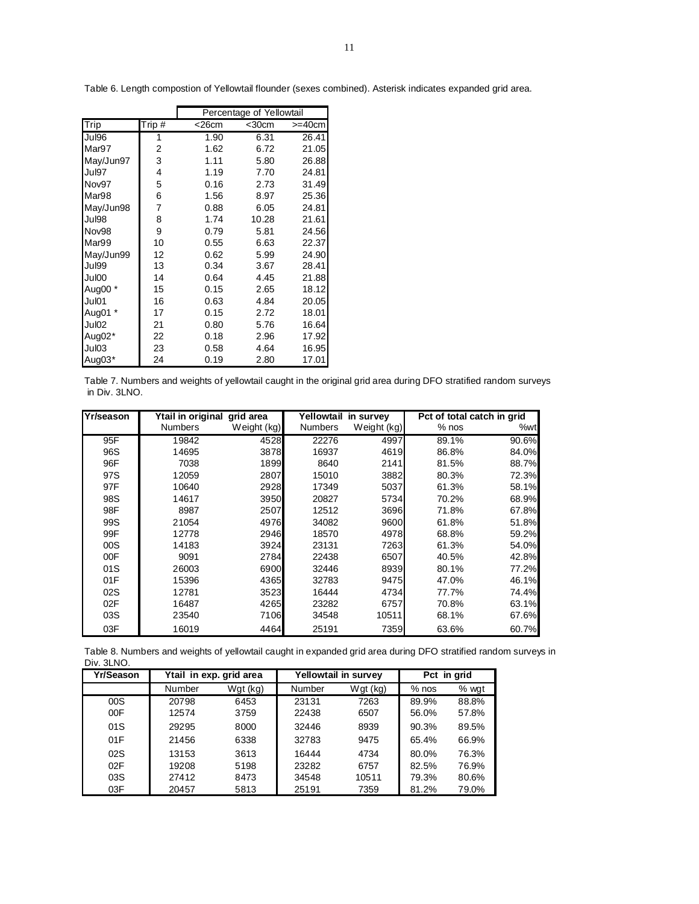Table 6. Length compostion of Yellowtail flounder (sexes combined). Asterisk indicates expanded grid area.

| Trip | Trip # | Percentage of Yellowtail | | |
|---|---|---|---|---|
| | | <26cm | <30cm | >=40cm |
| Jul96 | 1 | 1.90 | 6.31 | 26.41 |
| Mar97 | 2 | 1.62 | 6.72 | 21.05 |
| May/Jun97 | 3 | 1.11 | 5.80 | 26.88 |
| Jul97 | 4 | 1.19 | 7.70 | 24.81 |
| Nov97 | 5 | 0.16 | 2.73 | 31.49 |
| Mar98 | 6 | 1.56 | 8.97 | 25.36 |
| May/Jun98 | 7 | 0.88 | 6.05 | 24.81 |
| Jul98 | 8 | 1.74 | 10.28 | 21.61 |
| Nov98 | 9 | 0.79 | 5.81 | 24.56 |
| Mar99 | 10 | 0.55 | 6.63 | 22.37 |
| May/Jun99 | 12 | 0.62 | 5.99 | 24.90 |
| Jul99 | 13 | 0.34 | 3.67 | 28.41 |
| Jul00 | 14 | 0.64 | 4.45 | 21.88 |
| Aug00 * | 15 | 0.15 | 2.65 | 18.12 |
| Jul01 | 16 | 0.63 | 4.84 | 20.05 |
| Aug01 * | 17 | 0.15 | 2.72 | 18.01 |
| Jul02 | 21 | 0.80 | 5.76 | 16.64 |
| Aug02* | 22 | 0.18 | 2.96 | 17.92 |
| Jul03 | 23 | 0.58 | 4.64 | 16.95 |
| Aug03* | 24 | 0.19 | 2.80 | 17.01 |

Table 7. Numbers and weights of yellowtail caught in the original grid area during DFO stratified random surveys in Div. 3LNO.

| Yr/season | Ytail in original grid area | | Yellowtail in survey | | Pct of total catch in grid | |
|---|---|---|---|---|---|---|
| | Numbers | Weight (kg) | Numbers | Weight (kg) | % nos | %wt |
| 95F | 19842 | 4528 | 22276 | 4997 | 89.1% | 90.6% |
| 96S | 14695 | 3878 | 16937 | 4619 | 86.8% | 84.0% |
| 96F | 7038 | 1899 | 8640 | 2141 | 81.5% | 88.7% |
| 97S | 12059 | 2807 | 15010 | 3882 | 80.3% | 72.3% |
| 97F | 10640 | 2928 | 17349 | 5037 | 61.3% | 58.1% |
| 98S | 14617 | 3950 | 20827 | 5734 | 70.2% | 68.9% |
| 98F | 8987 | 2507 | 12512 | 3696 | 71.8% | 67.8% |
| 99S | 21054 | 4976 | 34082 | 9600 | 61.8% | 51.8% |
| 99F | 12778 | 2946 | 18570 | 4978 | 68.8% | 59.2% |
| 00S | 14183 | 3924 | 23131 | 7263 | 61.3% | 54.0% |
| 00F | 9091 | 2784 | 22438 | 6507 | 40.5% | 42.8% |
| 01S | 26003 | 6900 | 32446 | 8939 | 80.1% | 77.2% |
| 01F | 15396 | 4365 | 32783 | 9475 | 47.0% | 46.1% |
| 02S | 12781 | 3523 | 16444 | 4734 | 77.7% | 74.4% |
| 02F | 16487 | 4265 | 23282 | 6757 | 70.8% | 63.1% |
| 03S | 23540 | 7106 | 34548 | 10511 | 68.1% | 67.6% |
| 03F | 16019 | 4464 | 25191 | 7359 | 63.6% | 60.7% |

Table 8. Numbers and weights of yellowtail caught in expanded grid area during DFO stratified random surveys in Div. 3LNO.

| Yr/Season | Ytail in exp. grid area | | Yellowtail in survey | | Pct in grid | |
|---|---|---|---|---|---|---|
| | Number | Wgt (kg) | Number | Wgt (kg) | % nos | % wgt |
| 00S | 20798 | 6453 | 23131 | 7263 | 89.9% | 88.8% |
| 00F | 12574 | 3759 | 22438 | 6507 | 56.0% | 57.8% |
| 01S | 29295 | 8000 | 32446 | 8939 | 90.3% | 89.5% |
| 01F | 21456 | 6338 | 32783 | 9475 | 65.4% | 66.9% |
| 02S | 13153 | 3613 | 16444 | 4734 | 80.0% | 76.3% |
| 02F | 19208 | 5198 | 23282 | 6757 | 82.5% | 76.9% |
| 03S | 27412 | 8473 | 34548 | 10511 | 79.3% | 80.6% |
| 03F | 20457 | 5813 | 25191 | 7359 | 81.2% | 79.0% |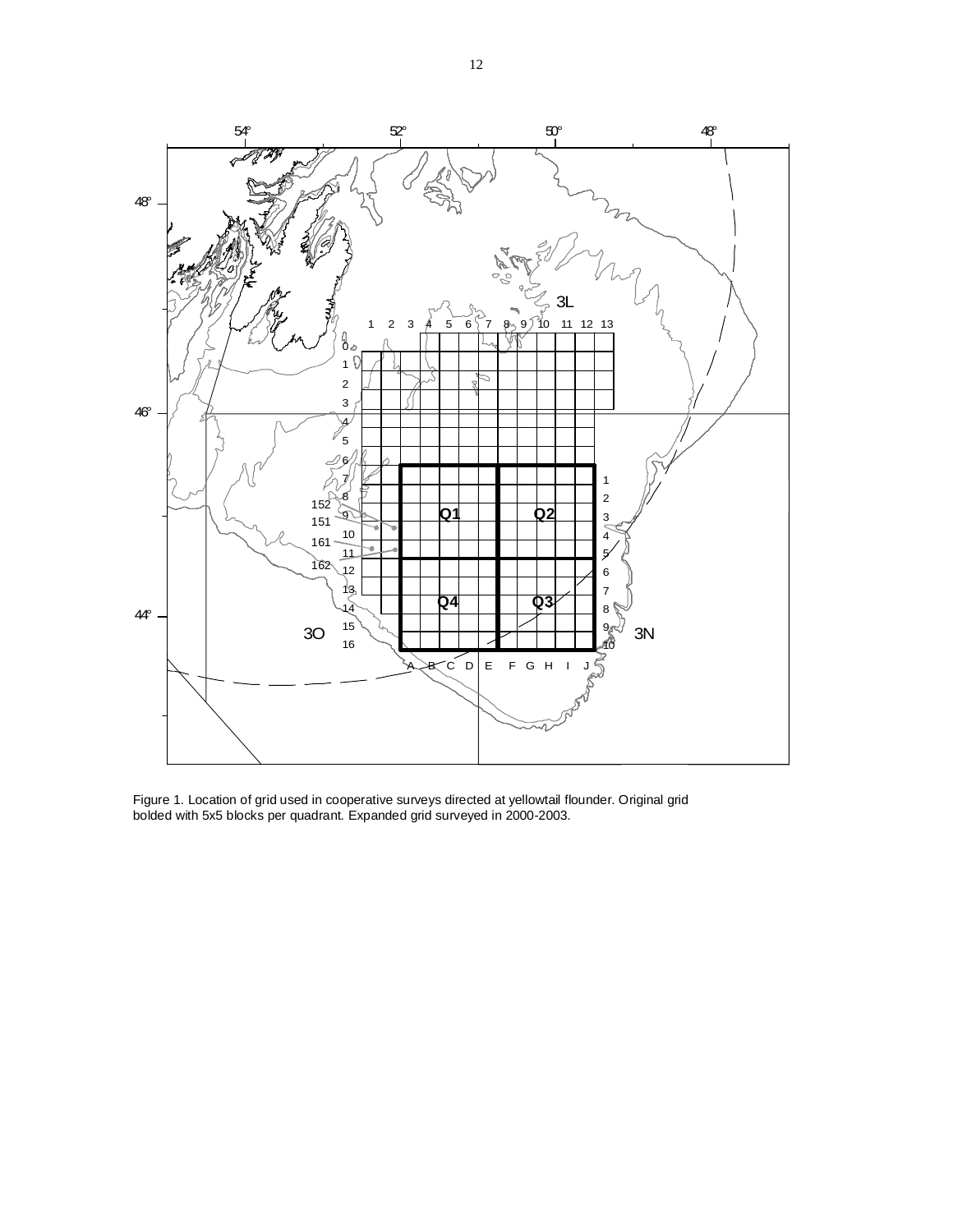Figure 1. Location of grid used in cooperative surveys directed at yellowtail flounder. Original grid bolded with 5x5 blocks per quadrant. Expanded grid surveyed in 2000-2003.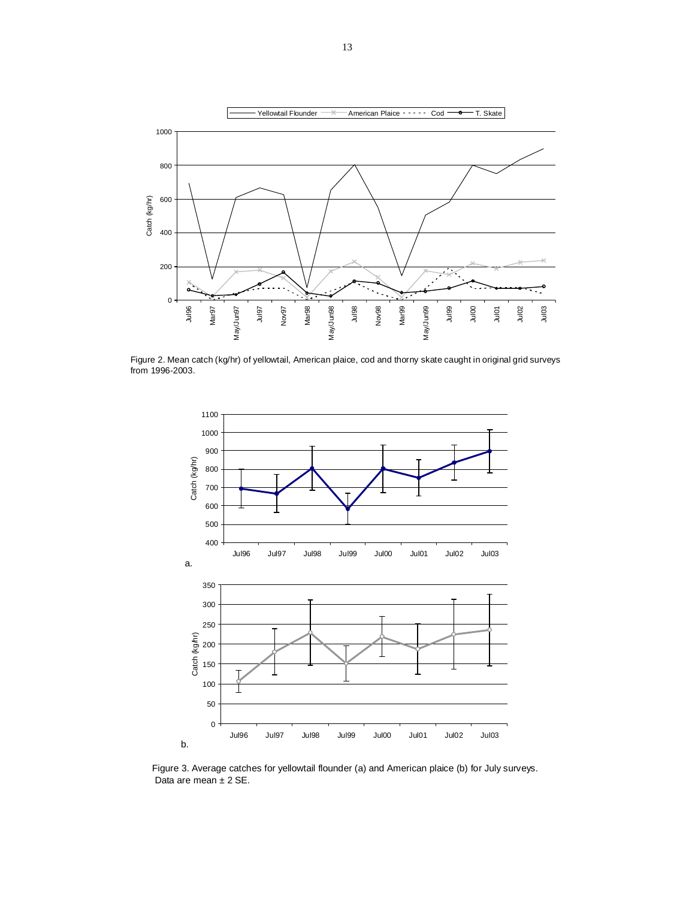Figure 2. Mean catch (kg/hr) of yellowtail, American plaice, cod and thorny skate caught in original grid surveys from 1996-2003.

Figure 3. Average catches for yellowtail flounder (a) and American plaice (b) for July surveys. Data are mean ± 2 SE.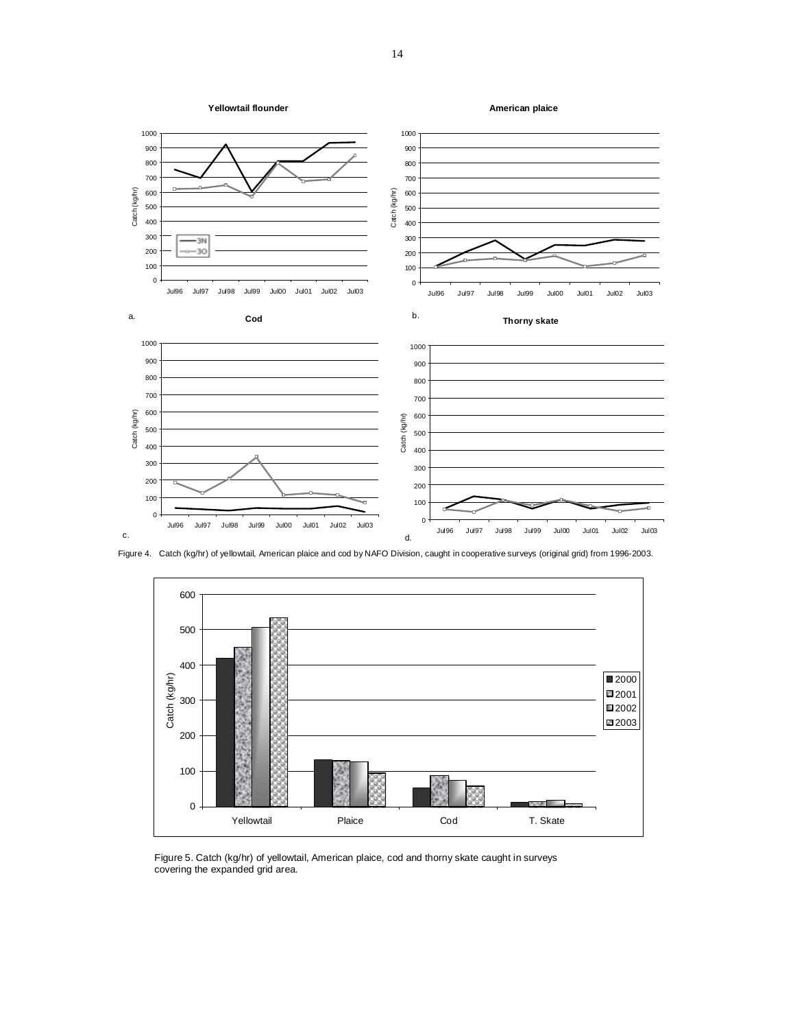Figure 4. Catch (kg/hr) of yellowtail, American plaice and cod by NAFO Division, caught in cooperative surveys (original grid) from 1996-2003.

Figure 5. Catch (kg/hr) of yellowtail, American plaice, cod and thorny skate caught in surveys covering the expanded grid area.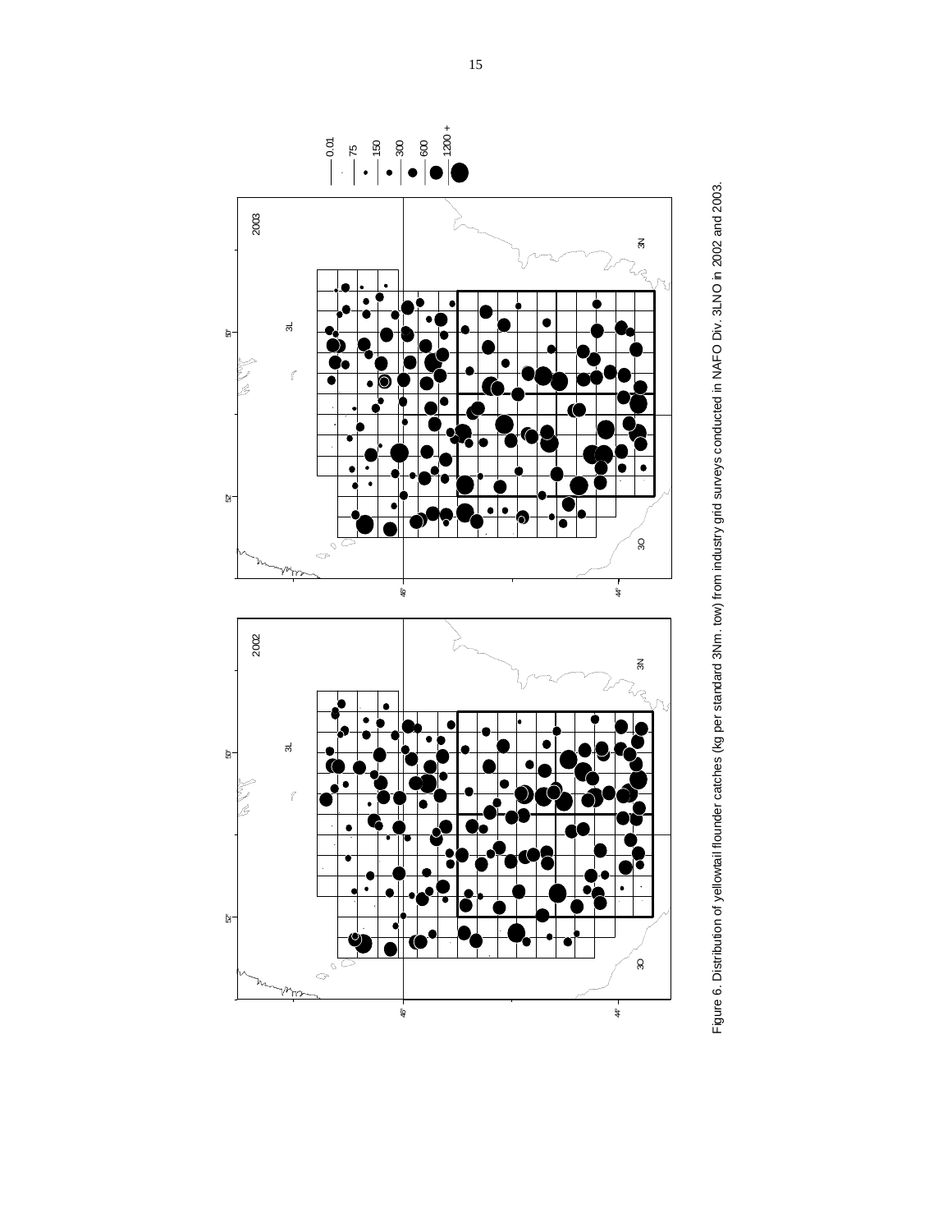Figure 6. Distribution of yellowtail flounder catches (kg per standard 3Nm. tow) from industry grid surveys conducted in NAFO Div. 3LNO in 2002 and 2003.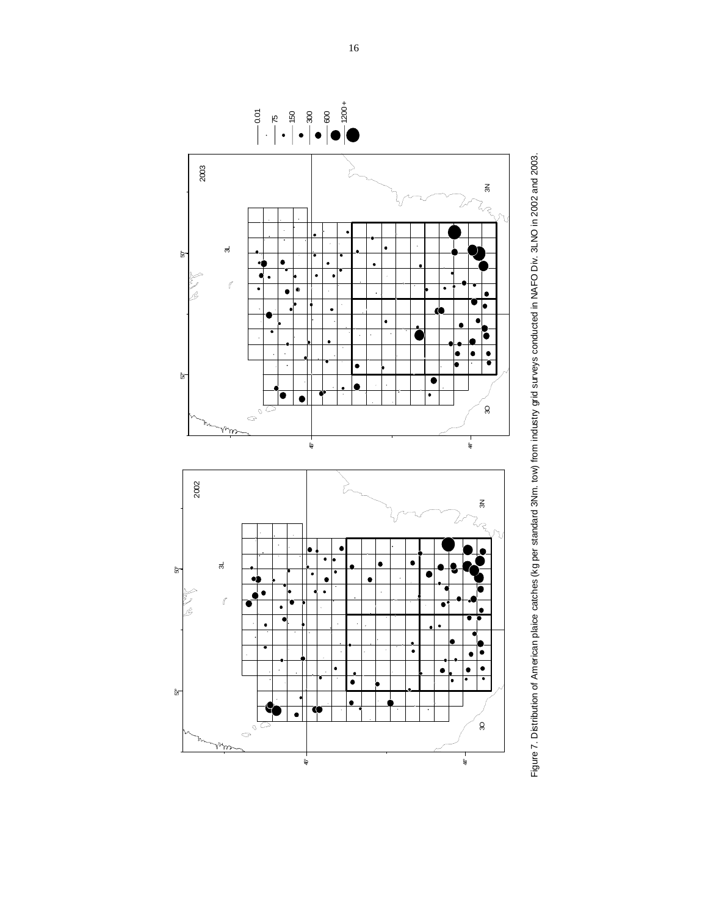Figure 7. Distribution of American plaice catches (kg per standard 3Nm. tow) from industry grid surveys conducted in NAFO Div. 3LNO in 2002 and 2003.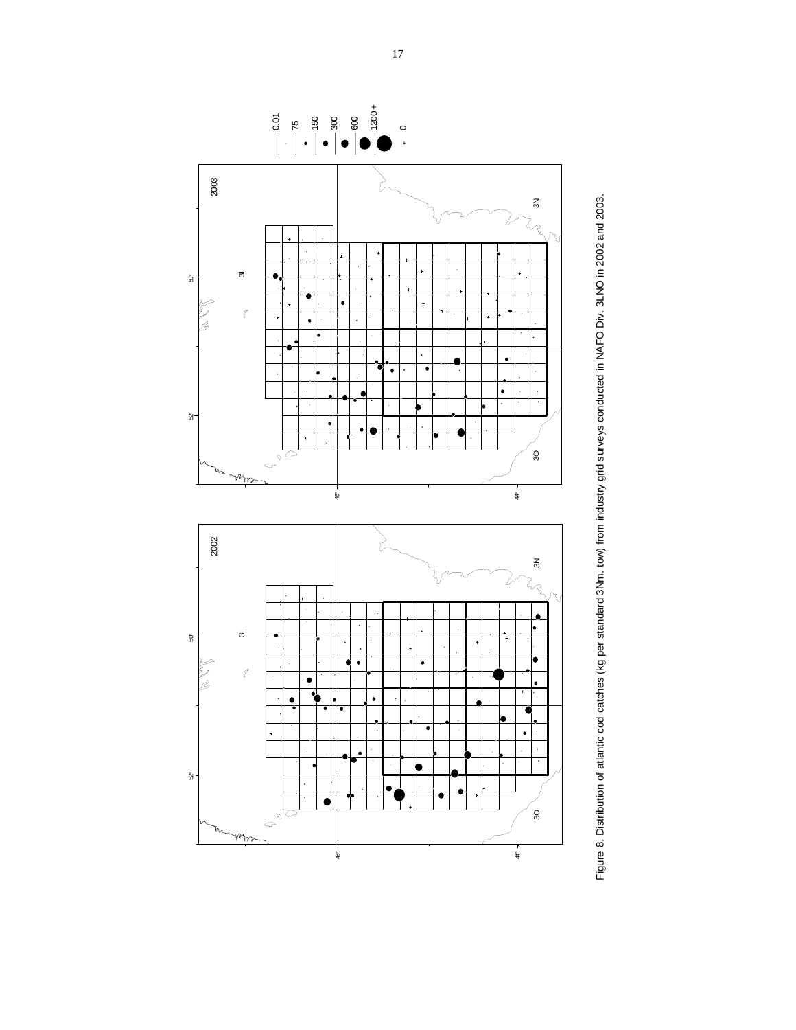Figure 8. Distribution of atlantic cod catches (kg per standard 3Nm. tow) from industry grid surveys conducted in NAFO Div. 3LNO in 2002 and 2003.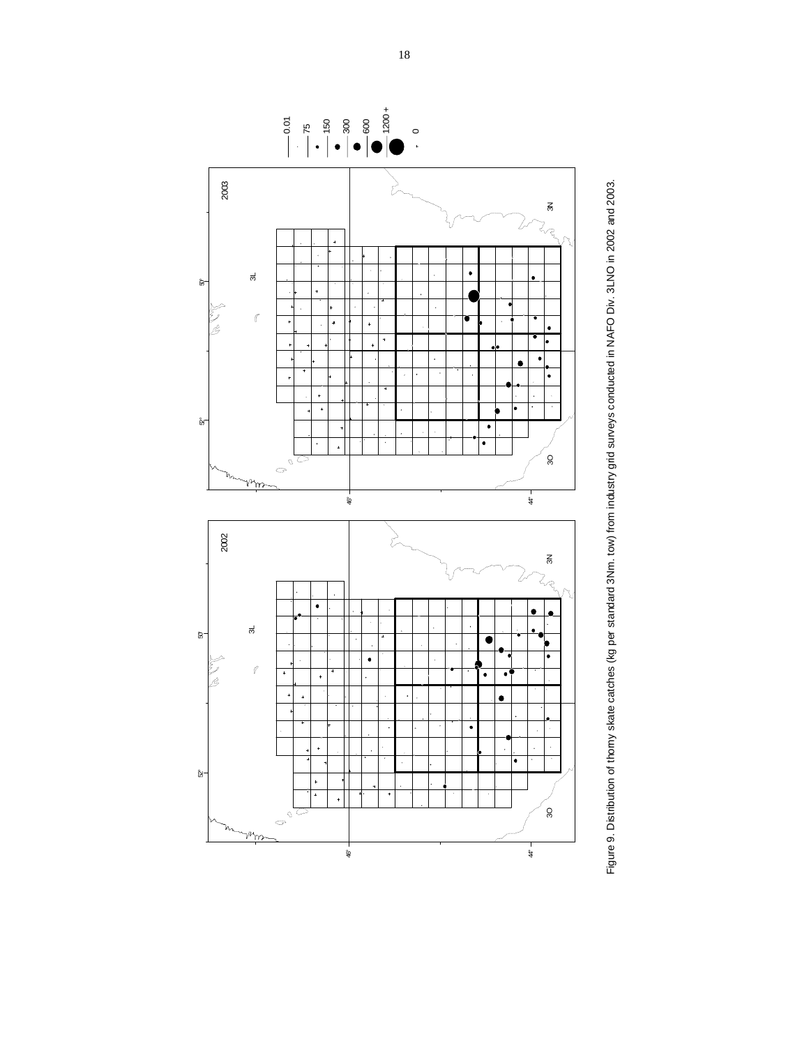Figure 9. Distribution of thorny skate catches (kg per standard 3Nm. tow) from industry grid surveys conducted in NAFO Div. 3LNO in 2002 and 2003.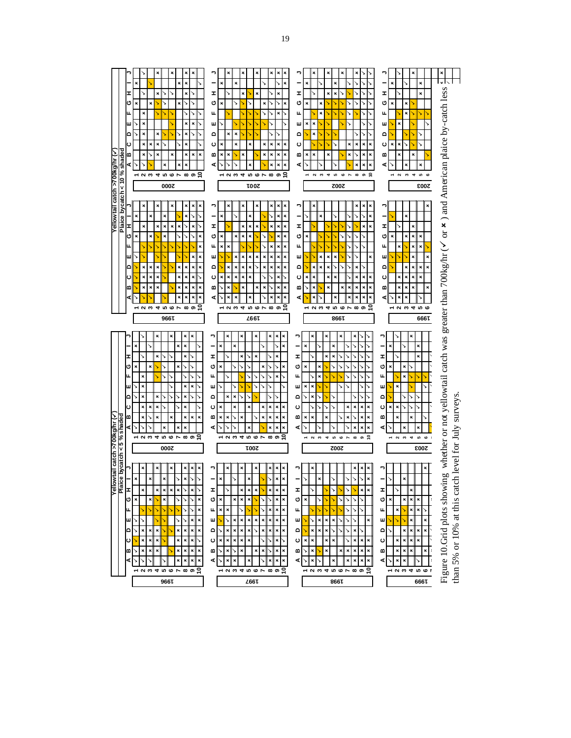Yellowtail catch >700kg/hr (✓)
Plaice bycatch < 5 % shaded

Yellowtail catch >700kg/hr (✓)
Plaice bycatch < 10 % shaded

Figure 10.Grid plots showing whether or not yellowtail catch was greater than 700kg/hr (✓ or ✗ ) and American plaice by-catch less than 5% or 10% at this catch level for July surveys.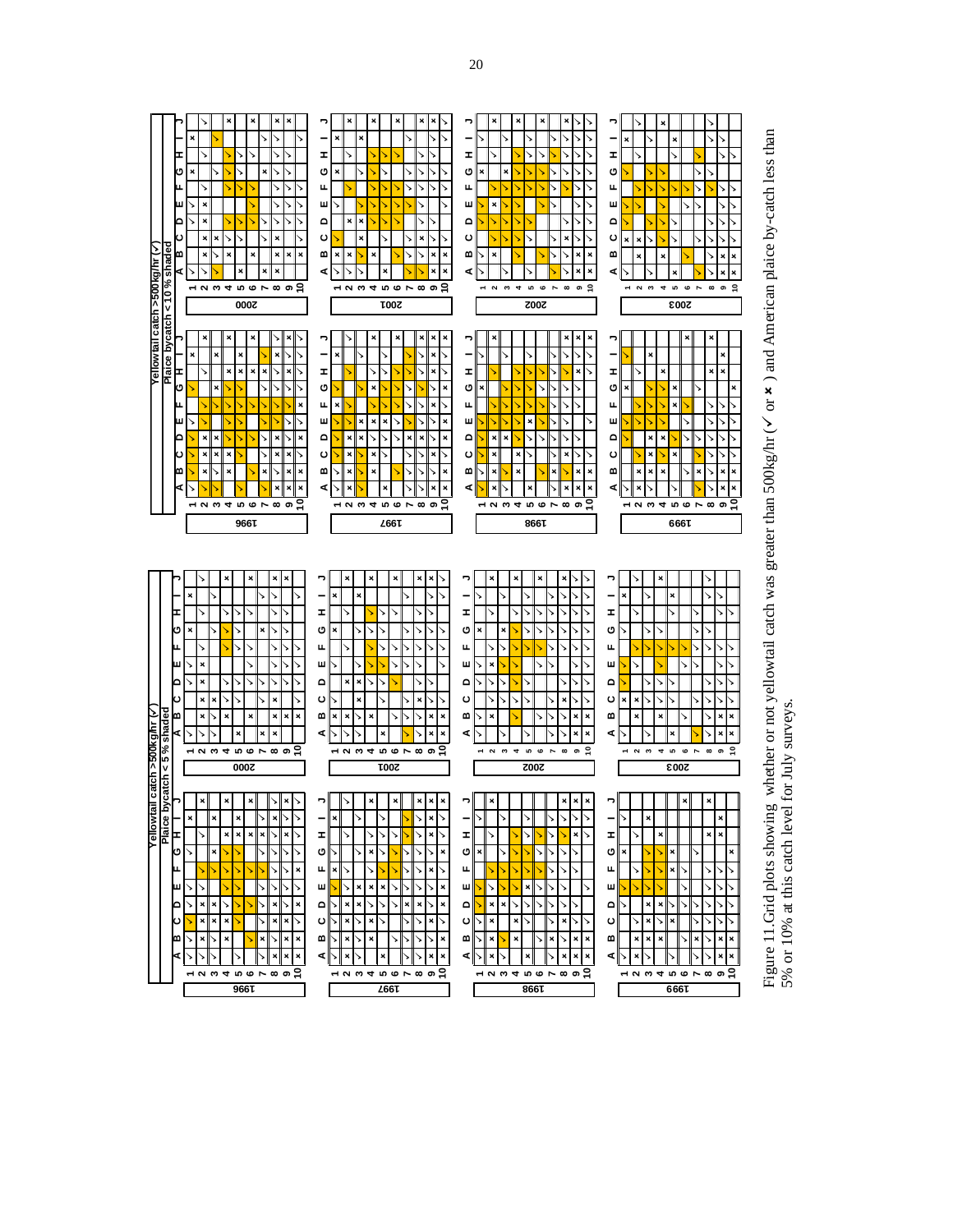Figure 11. Grid plots showing whether or not yellowtail catch was greater than 500kg/hr (✓ or ✗) and American plaice by-catch less than 5% or 10% at this catch level for July surveys.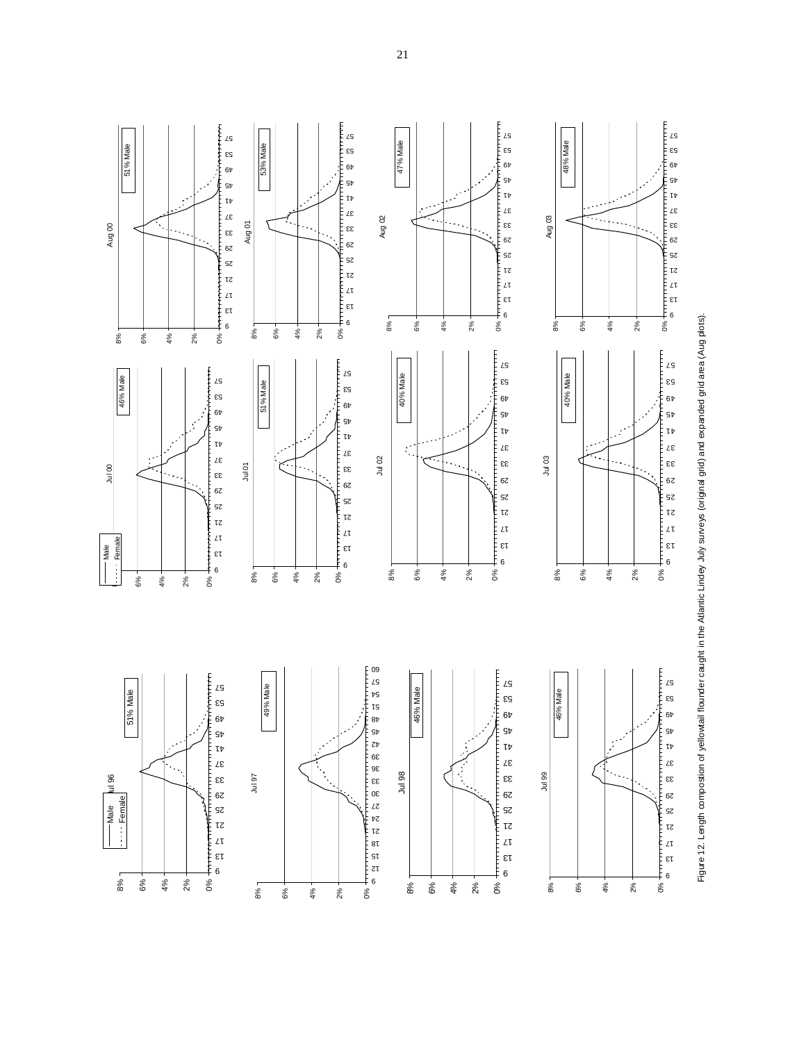Figure 12. Length compostion of yellowtail flounder caught in the Atlantic Lindey July surveys (original grid) and expanded grid area (Aug plots).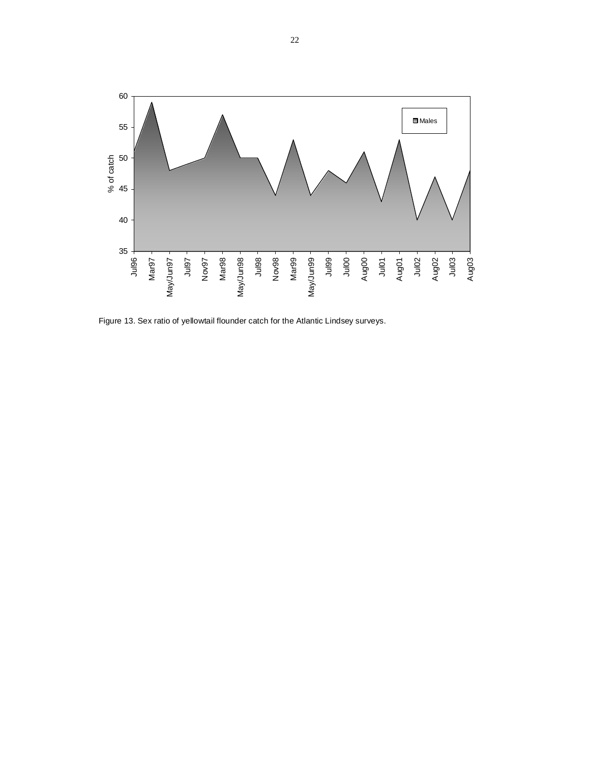Figure 13. Sex ratio of yellowtail flounder catch for the Atlantic Lindsey surveys.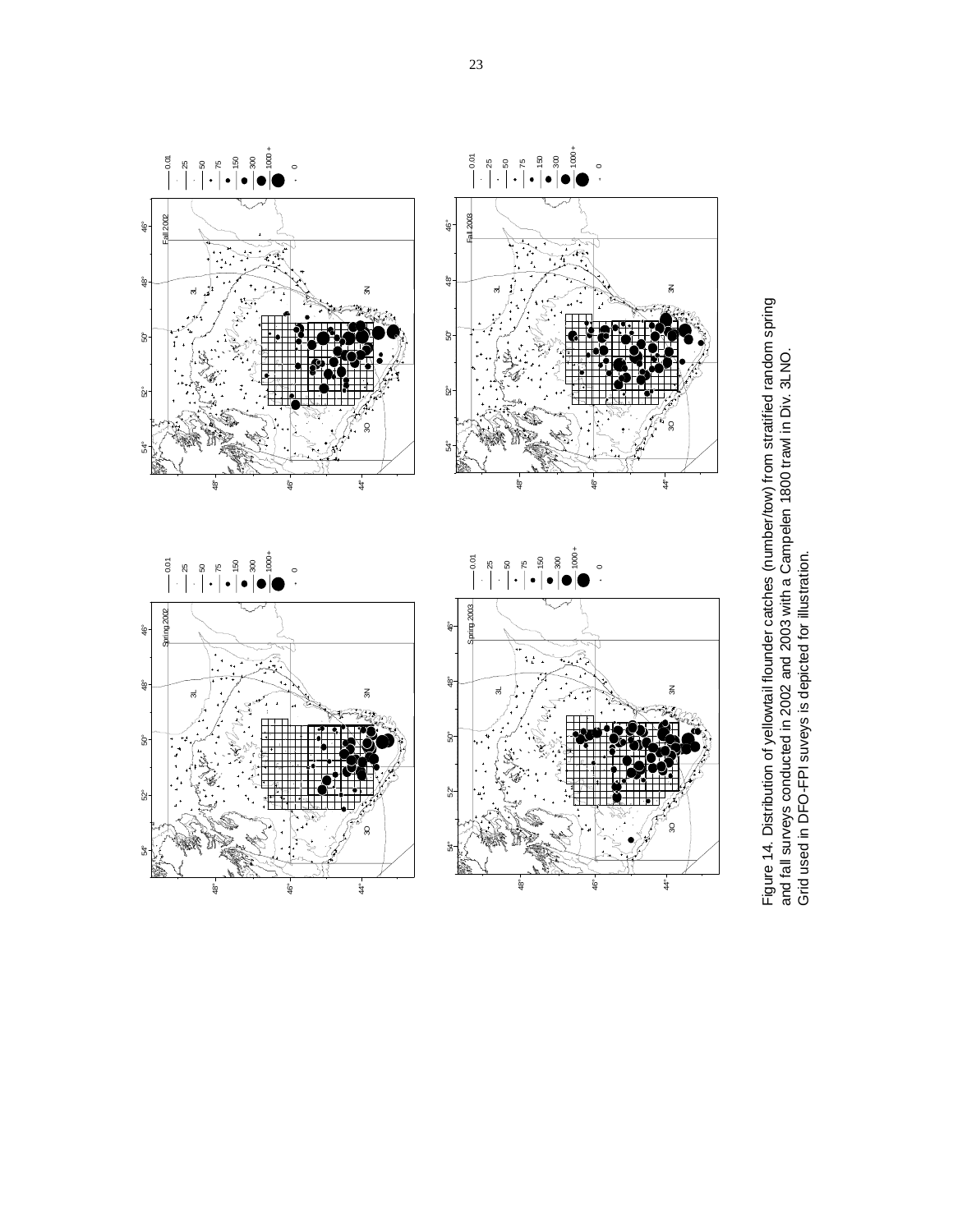Figure 14. Distribution of yellowtail flounder catches (number/tow) from stratified random spring and fall surveys conducted in 2002 and 2003 with a Campelen 1800 trawl in Div. 3LNO. Grid used in DFO-FPI suveys is depicted for illustration.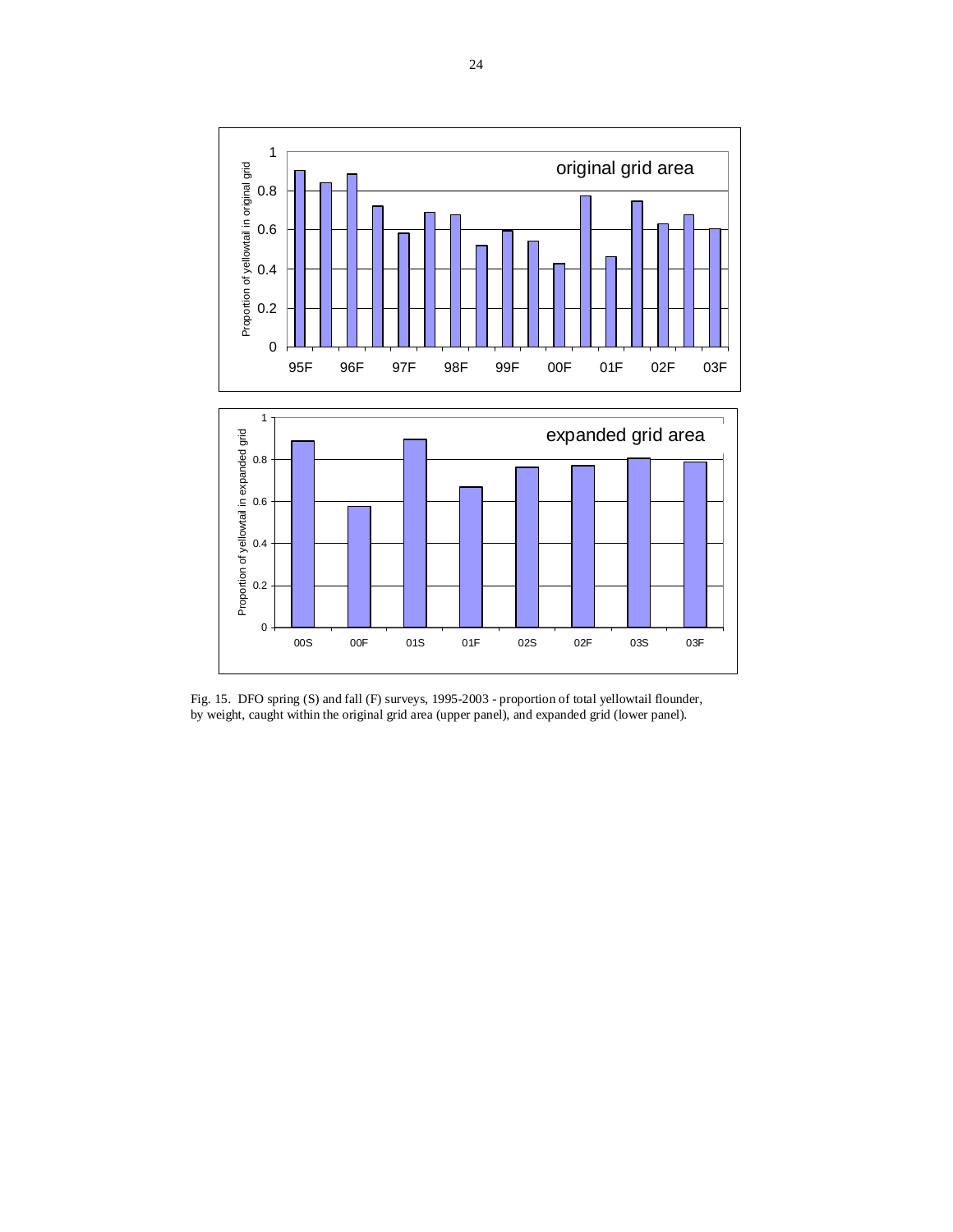Fig. 15. DFO spring (S) and fall (F) surveys, 1995-2003 - proportion of total yellowtail flounder, by weight, caught within the original grid area (upper panel), and expanded grid (lower panel).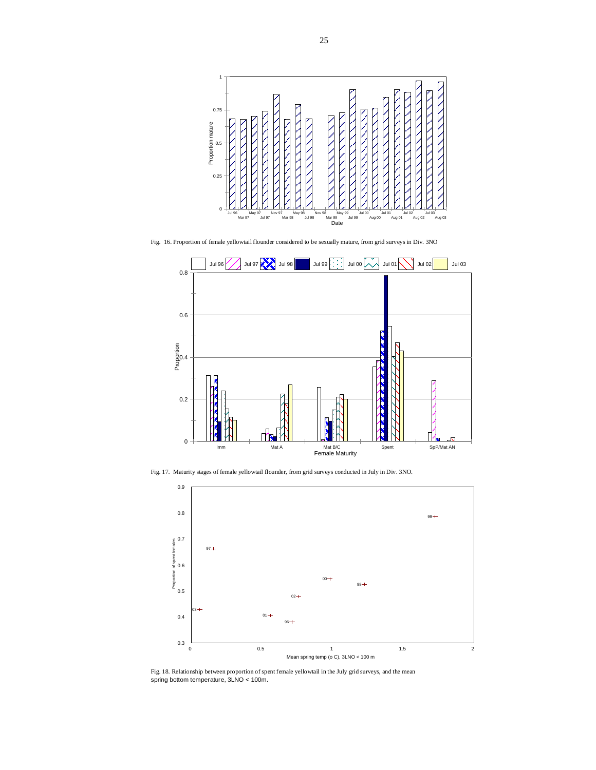1

0.75

Proportion mature

0.5

0.25

0

Jul 96 May 97 Nov 97 May 98 Nov 98 May 99 Jul 00 Jul 01 Jul 02 Jul 03

Mar 97 Jul 97 Mar 98 Jul 98 Mar 99 Jul 99 Aug 00 Aug 01 Aug 02 Aug 03

Date

Fig. 16. Proportion of female yellowtail flounder considered to be sexually mature, from grid surveys in Div. 3NO

Jul 96 Jul 97 Jul 98 Jul 99 Jul 00 Jul 01 Jul 02 Jul 03

0.8

0.6

Proportion

0.4

0.2

0

Imm Mat A Mat B/C Spent SpP/Mat AN

Female Maturity

Fig. 17. Maturity stages of female yellowtail flounder, from grid surveys conducted in July in Div. 3NO.

0.9

0.8

0.7

0.6

0.5

0.4

0.3

Proportion of spent females

99

97

00

98

02

03

01

96

0 0.5 1 1.5 2

Mean spring temp (o C), 3LNO < 100 m

Fig. 18. Relationship between proportion of spent female yellowtail in the July grid surveys, and the mean spring bottom temperature, 3LNO < 100m.